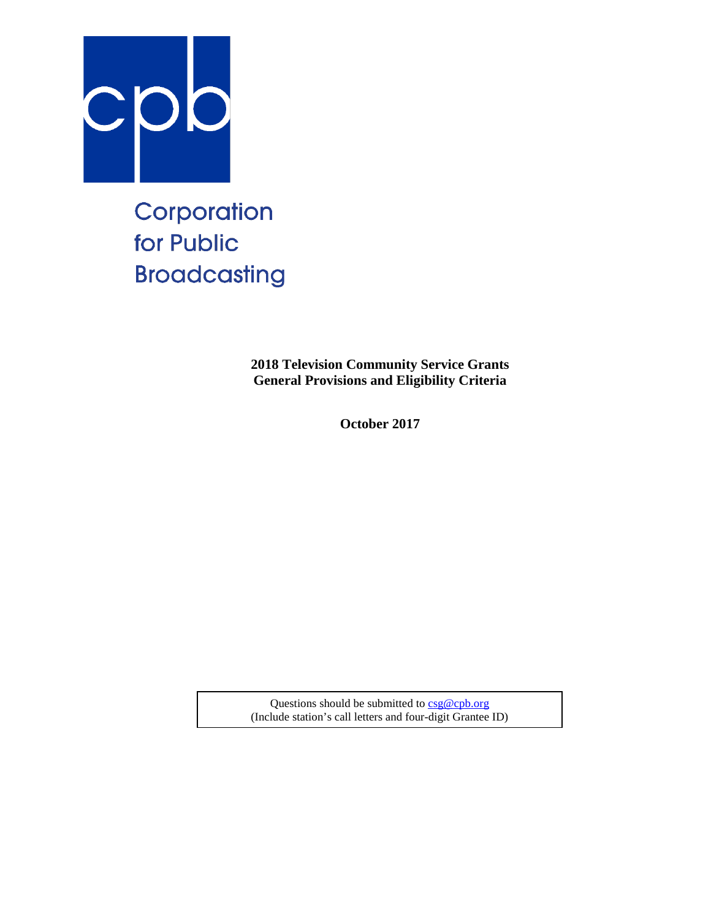Corporation for Public Broadcasting

**2018 Television Community Service Grants**
**General Provisions and Eligibility Criteria**

**October 2017**

Questions should be submitted to csg@cpb.org
(Include station's call letters and four-digit Grantee ID)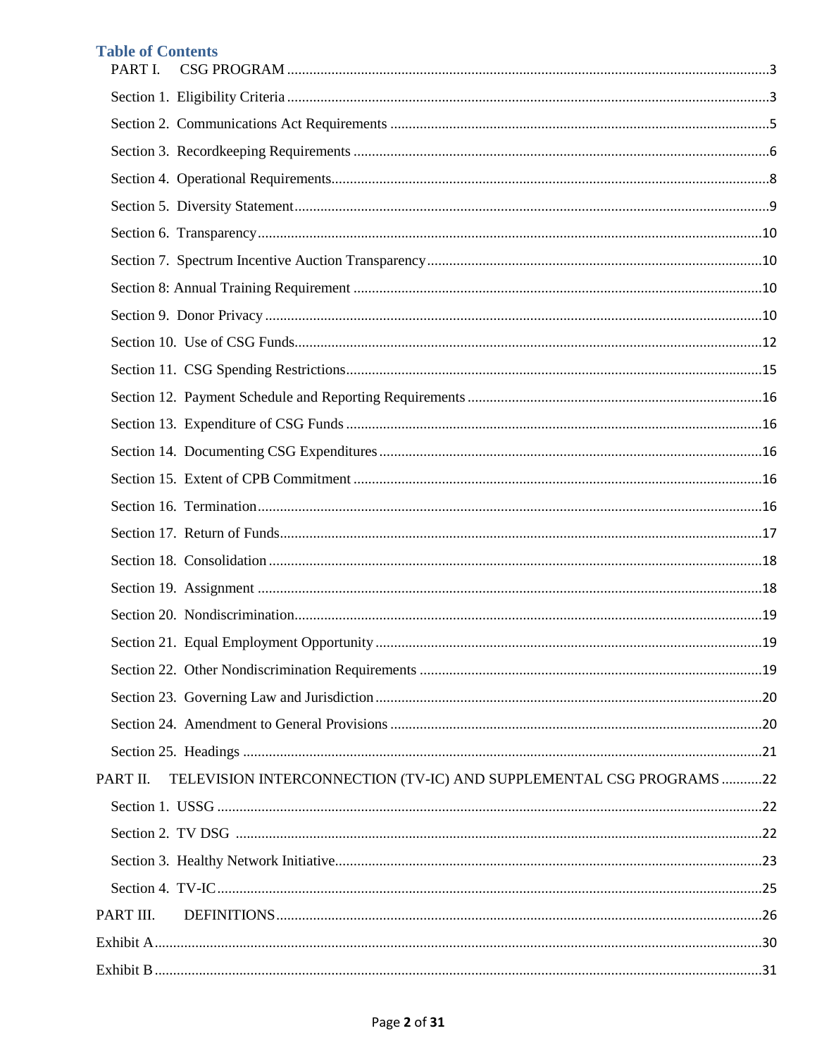## Table of Contents

PART I. CSG PROGRAM ........ 3

- Section 1. Eligibility Criteria ........ 3
- Section 2. Communications Act Requirements ........ 5
- Section 3. Recordkeeping Requirements ........ 6
- Section 4. Operational Requirements ........ 8
- Section 5. Diversity Statement ........ 9
- Section 6. Transparency ........ 10
- Section 7. Spectrum Incentive Auction Transparency ........ 10
- Section 8: Annual Training Requirement ........ 10
- Section 9. Donor Privacy ........ 10
- Section 10. Use of CSG Funds ........ 12
- Section 11. CSG Spending Restrictions ........ 15
- Section 12. Payment Schedule and Reporting Requirements ........ 16
- Section 13. Expenditure of CSG Funds ........ 16
- Section 14. Documenting CSG Expenditures ........ 16
- Section 15. Extent of CPB Commitment ........ 16
- Section 16. Termination ........ 16
- Section 17. Return of Funds ........ 17
- Section 18. Consolidation ........ 18
- Section 19. Assignment ........ 18
- Section 20. Nondiscrimination ........ 19
- Section 21. Equal Employment Opportunity ........ 19
- Section 22. Other Nondiscrimination Requirements ........ 19
- Section 23. Governing Law and Jurisdiction ........ 20
- Section 24. Amendment to General Provisions ........ 20
- Section 25. Headings ........ 21

PART II. TELEVISION INTERCONNECTION (TV-IC) AND SUPPLEMENTAL CSG PROGRAMS ........ 22

- Section 1. USSG ........ 22
- Section 2. TV DSG ........ 22
- Section 3. Healthy Network Initiative ........ 23
- Section 4. TV-IC ........ 25

PART III. DEFINITIONS ........ 26

Exhibit A ........ 30

Exhibit B ........ 31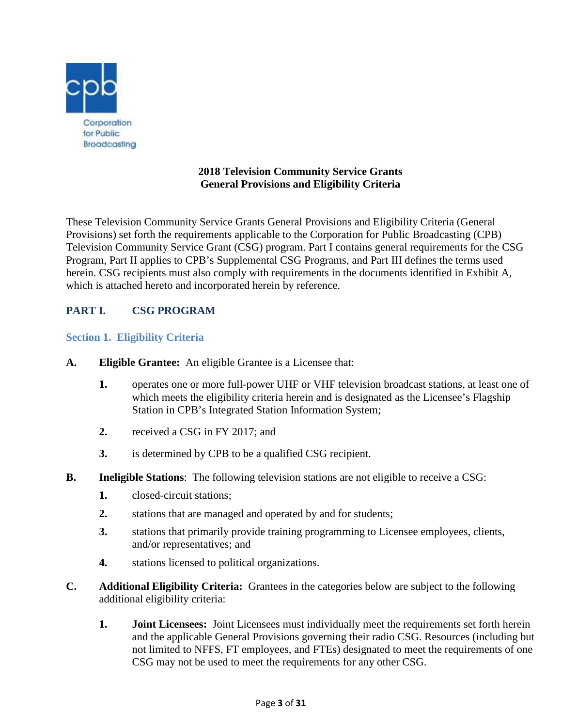Corporation for Public Broadcasting

# 2018 Television Community Service Grants
# General Provisions and Eligibility Criteria

These Television Community Service Grants General Provisions and Eligibility Criteria (General Provisions) set forth the requirements applicable to the Corporation for Public Broadcasting (CPB) Television Community Service Grant (CSG) program. Part I contains general requirements for the CSG Program, Part II applies to CPB's Supplemental CSG Programs, and Part III defines the terms used herein. CSG recipients must also comply with requirements in the documents identified in Exhibit A, which is attached hereto and incorporated herein by reference.

## PART I. CSG PROGRAM

### Section 1. Eligibility Criteria

**A. Eligible Grantee:** An eligible Grantee is a Licensee that:

1. operates one or more full-power UHF or VHF television broadcast stations, at least one of which meets the eligibility criteria herein and is designated as the Licensee's Flagship Station in CPB's Integrated Station Information System;
2. received a CSG in FY 2017; and
3. is determined by CPB to be a qualified CSG recipient.

**B. Ineligible Stations**: The following television stations are not eligible to receive a CSG:

1. closed-circuit stations;
2. stations that are managed and operated by and for students;
3. stations that primarily provide training programming to Licensee employees, clients, and/or representatives; and
4. stations licensed to political organizations.

**C. Additional Eligibility Criteria:** Grantees in the categories below are subject to the following additional eligibility criteria:

1. **Joint Licensees:** Joint Licensees must individually meet the requirements set forth herein and the applicable General Provisions governing their radio CSG. Resources (including but not limited to NFFS, FT employees, and FTEs) designated to meet the requirements of one CSG may not be used to meet the requirements for any other CSG.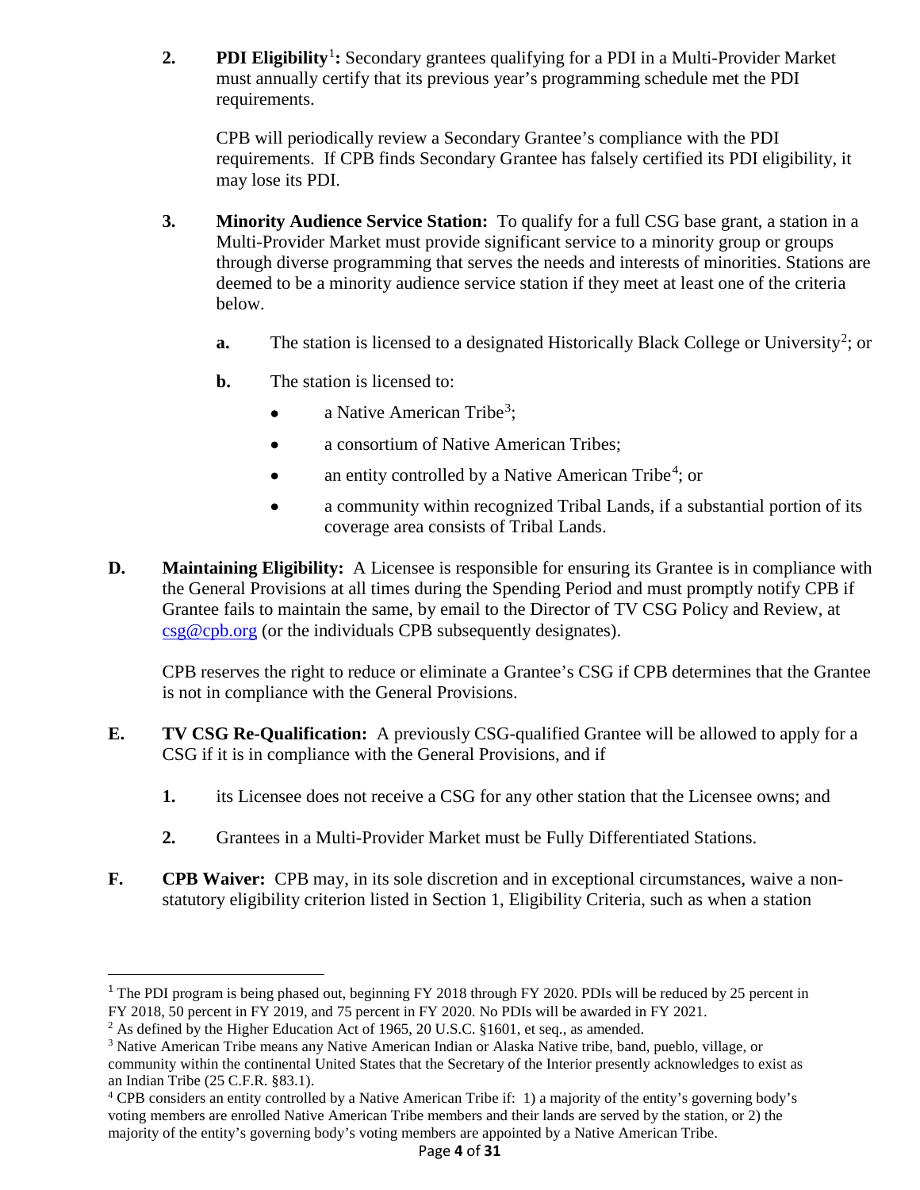2. **PDI Eligibility**[1]**:** Secondary grantees qualifying for a PDI in a Multi-Provider Market must annually certify that its previous year's programming schedule met the PDI requirements.

   CPB will periodically review a Secondary Grantee's compliance with the PDI requirements. If CPB finds Secondary Grantee has falsely certified its PDI eligibility, it may lose its PDI.

3. **Minority Audience Service Station:** To qualify for a full CSG base grant, a station in a Multi-Provider Market must provide significant service to a minority group or groups through diverse programming that serves the needs and interests of minorities. Stations are deemed to be a minority audience service station if they meet at least one of the criteria below.

   **a.** The station is licensed to a designated Historically Black College or University[2]; or

   **b.** The station is licensed to:

   - a Native American Tribe[3];
   - a consortium of Native American Tribes;
   - an entity controlled by a Native American Tribe[4]; or
   - a community within recognized Tribal Lands, if a substantial portion of its coverage area consists of Tribal Lands.

**D. Maintaining Eligibility:** A Licensee is responsible for ensuring its Grantee is in compliance with the General Provisions at all times during the Spending Period and must promptly notify CPB if Grantee fails to maintain the same, by email to the Director of TV CSG Policy and Review, at csg@cpb.org (or the individuals CPB subsequently designates).

CPB reserves the right to reduce or eliminate a Grantee's CSG if CPB determines that the Grantee is not in compliance with the General Provisions.

**E. TV CSG Re-Qualification:** A previously CSG-qualified Grantee will be allowed to apply for a CSG if it is in compliance with the General Provisions, and if

1. its Licensee does not receive a CSG for any other station that the Licensee owns; and

2. Grantees in a Multi-Provider Market must be Fully Differentiated Stations.

**F. CPB Waiver:** CPB may, in its sole discretion and in exceptional circumstances, waive a non-statutory eligibility criterion listed in Section 1, Eligibility Criteria, such as when a station

---

[1] The PDI program is being phased out, beginning FY 2018 through FY 2020. PDIs will be reduced by 25 percent in FY 2018, 50 percent in FY 2019, and 75 percent in FY 2020. No PDIs will be awarded in FY 2021.

[2] As defined by the Higher Education Act of 1965, 20 U.S.C. §1601, et seq., as amended.

[3] Native American Tribe means any Native American Indian or Alaska Native tribe, band, pueblo, village, or community within the continental United States that the Secretary of the Interior presently acknowledges to exist as an Indian Tribe (25 C.F.R. §83.1).

[4] CPB considers an entity controlled by a Native American Tribe if: 1) a majority of the entity's governing body's voting members are enrolled Native American Tribe members and their lands are served by the station, or 2) the majority of the entity's governing body's voting members are appointed by a Native American Tribe.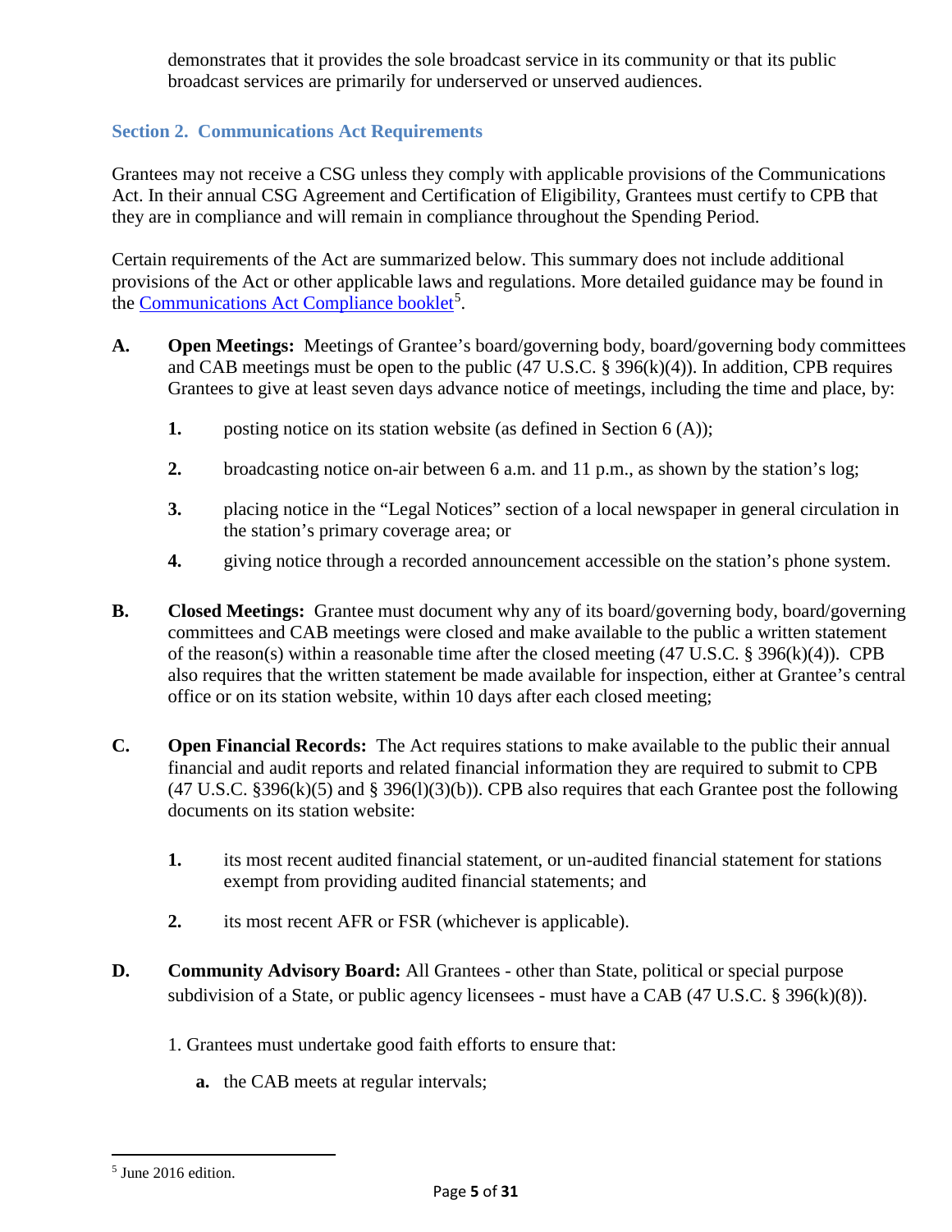demonstrates that it provides the sole broadcast service in its community or that its public broadcast services are primarily for underserved or unserved audiences.

### Section 2. Communications Act Requirements

Grantees may not receive a CSG unless they comply with applicable provisions of the Communications Act. In their annual CSG Agreement and Certification of Eligibility, Grantees must certify to CPB that they are in compliance and will remain in compliance throughout the Spending Period.

Certain requirements of the Act are summarized below. This summary does not include additional provisions of the Act or other applicable laws and regulations. More detailed guidance may be found in the Communications Act Compliance booklet[5].

**A. Open Meetings:** Meetings of Grantee's board/governing body, board/governing body committees and CAB meetings must be open to the public (47 U.S.C. § 396(k)(4)). In addition, CPB requires Grantees to give at least seven days advance notice of meetings, including the time and place, by:

1. posting notice on its station website (as defined in Section 6 (A));
2. broadcasting notice on-air between 6 a.m. and 11 p.m., as shown by the station's log;
3. placing notice in the "Legal Notices" section of a local newspaper in general circulation in the station's primary coverage area; or
4. giving notice through a recorded announcement accessible on the station's phone system.

**B. Closed Meetings:** Grantee must document why any of its board/governing body, board/governing committees and CAB meetings were closed and make available to the public a written statement of the reason(s) within a reasonable time after the closed meeting (47 U.S.C. § 396(k)(4)). CPB also requires that the written statement be made available for inspection, either at Grantee's central office or on its station website, within 10 days after each closed meeting;

**C. Open Financial Records:** The Act requires stations to make available to the public their annual financial and audit reports and related financial information they are required to submit to CPB (47 U.S.C. §396(k)(5) and § 396(l)(3)(b)). CPB also requires that each Grantee post the following documents on its station website:

1. its most recent audited financial statement, or un-audited financial statement for stations exempt from providing audited financial statements; and
2. its most recent AFR or FSR (whichever is applicable).

**D. Community Advisory Board:** All Grantees - other than State, political or special purpose subdivision of a State, or public agency licensees - must have a CAB (47 U.S.C. § 396(k)(8)).

1. Grantees must undertake good faith efforts to ensure that:

   **a.** the CAB meets at regular intervals;

---

[5] June 2016 edition.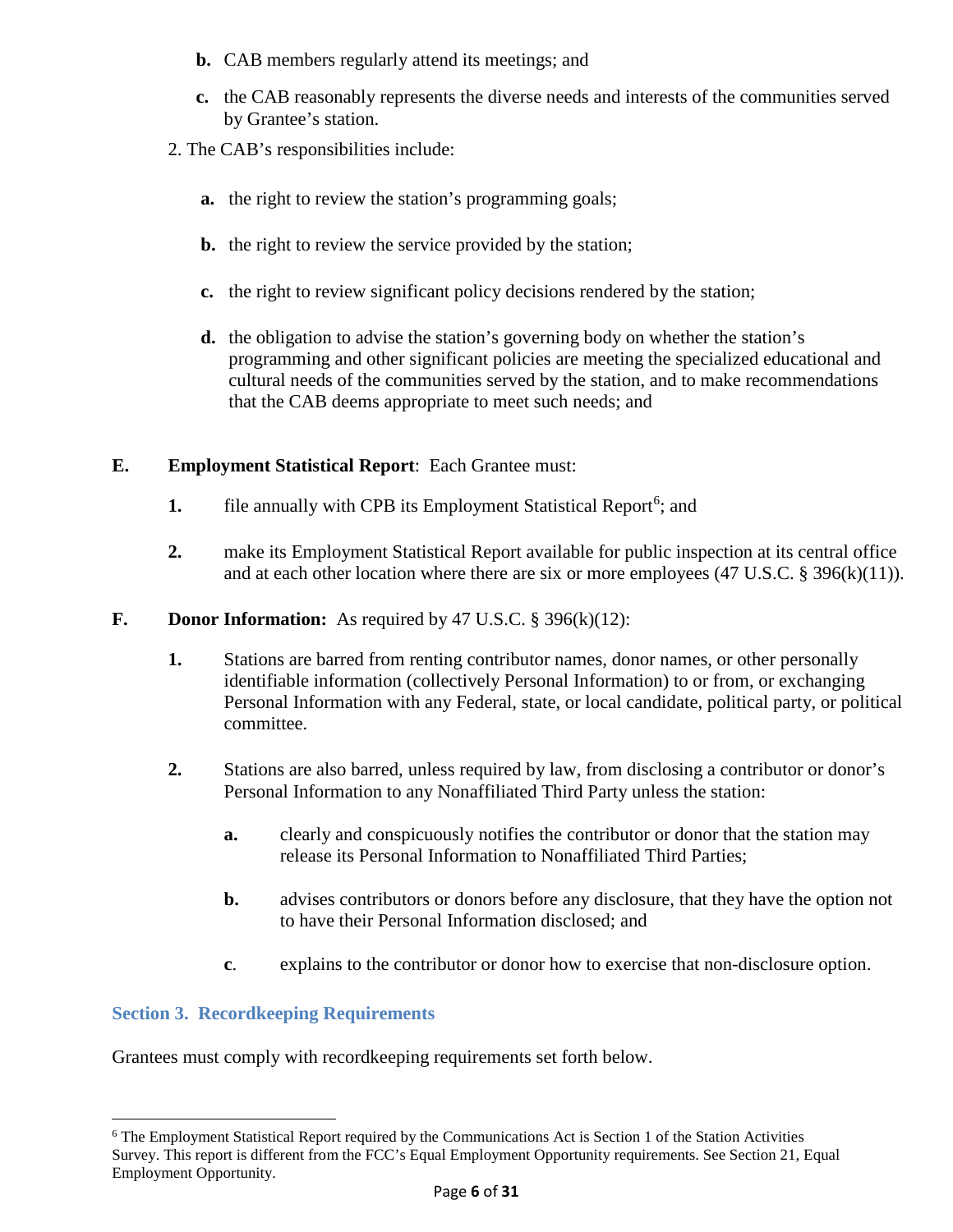**b.** CAB members regularly attend its meetings; and

**c.** the CAB reasonably represents the diverse needs and interests of the communities served by Grantee's station.

2. The CAB's responsibilities include:

**a.** the right to review the station's programming goals;

**b.** the right to review the service provided by the station;

**c.** the right to review significant policy decisions rendered by the station;

**d.** the obligation to advise the station's governing body on whether the station's programming and other significant policies are meeting the specialized educational and cultural needs of the communities served by the station, and to make recommendations that the CAB deems appropriate to meet such needs; and

**E. Employment Statistical Report**: Each Grantee must:

**1.** file annually with CPB its Employment Statistical Report[6]; and

**2.** make its Employment Statistical Report available for public inspection at its central office and at each other location where there are six or more employees (47 U.S.C. § 396(k)(11)).

**F. Donor Information:** As required by 47 U.S.C. § 396(k)(12):

**1.** Stations are barred from renting contributor names, donor names, or other personally identifiable information (collectively Personal Information) to or from, or exchanging Personal Information with any Federal, state, or local candidate, political party, or political committee.

**2.** Stations are also barred, unless required by law, from disclosing a contributor or donor's Personal Information to any Nonaffiliated Third Party unless the station:

**a.** clearly and conspicuously notifies the contributor or donor that the station may release its Personal Information to Nonaffiliated Third Parties;

**b.** advises contributors or donors before any disclosure, that they have the option not to have their Personal Information disclosed; and

**c**. explains to the contributor or donor how to exercise that non-disclosure option.

## Section 3. Recordkeeping Requirements

Grantees must comply with recordkeeping requirements set forth below.

[6] The Employment Statistical Report required by the Communications Act is Section 1 of the Station Activities Survey. This report is different from the FCC's Equal Employment Opportunity requirements. See Section 21, Equal Employment Opportunity.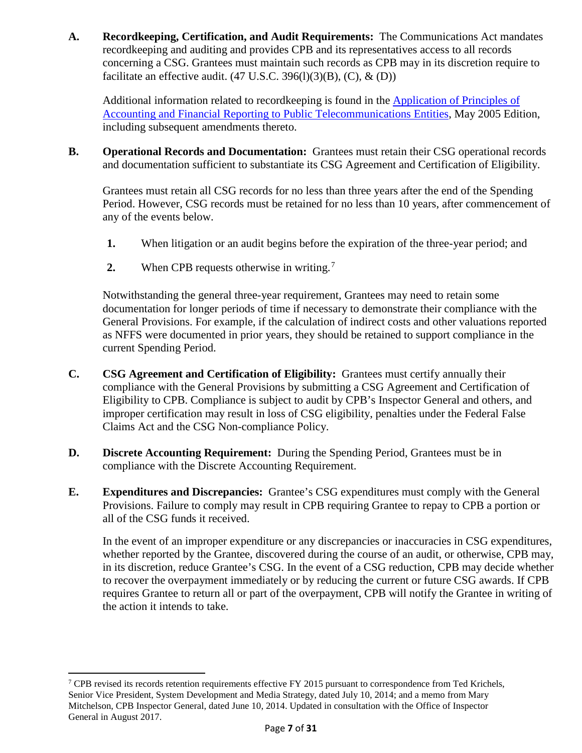**A. Recordkeeping, Certification, and Audit Requirements:** The Communications Act mandates recordkeeping and auditing and provides CPB and its representatives access to all records concerning a CSG. Grantees must maintain such records as CPB may in its discretion require to facilitate an effective audit. (47 U.S.C. 396(l)(3)(B), (C), & (D))

Additional information related to recordkeeping is found in the Application of Principles of Accounting and Financial Reporting to Public Telecommunications Entities, May 2005 Edition, including subsequent amendments thereto.

**B. Operational Records and Documentation:** Grantees must retain their CSG operational records and documentation sufficient to substantiate its CSG Agreement and Certification of Eligibility.

Grantees must retain all CSG records for no less than three years after the end of the Spending Period. However, CSG records must be retained for no less than 10 years, after commencement of any of the events below.

1. When litigation or an audit begins before the expiration of the three-year period; and
2. When CPB requests otherwise in writing.[7]

Notwithstanding the general three-year requirement, Grantees may need to retain some documentation for longer periods of time if necessary to demonstrate their compliance with the General Provisions. For example, if the calculation of indirect costs and other valuations reported as NFFS were documented in prior years, they should be retained to support compliance in the current Spending Period.

**C. CSG Agreement and Certification of Eligibility:** Grantees must certify annually their compliance with the General Provisions by submitting a CSG Agreement and Certification of Eligibility to CPB. Compliance is subject to audit by CPB's Inspector General and others, and improper certification may result in loss of CSG eligibility, penalties under the Federal False Claims Act and the CSG Non-compliance Policy.

**D. Discrete Accounting Requirement:** During the Spending Period, Grantees must be in compliance with the Discrete Accounting Requirement.

**E. Expenditures and Discrepancies:** Grantee's CSG expenditures must comply with the General Provisions. Failure to comply may result in CPB requiring Grantee to repay to CPB a portion or all of the CSG funds it received.

In the event of an improper expenditure or any discrepancies or inaccuracies in CSG expenditures, whether reported by the Grantee, discovered during the course of an audit, or otherwise, CPB may, in its discretion, reduce Grantee's CSG. In the event of a CSG reduction, CPB may decide whether to recover the overpayment immediately or by reducing the current or future CSG awards. If CPB requires Grantee to return all or part of the overpayment, CPB will notify the Grantee in writing of the action it intends to take.

---

[7] CPB revised its records retention requirements effective FY 2015 pursuant to correspondence from Ted Krichels, Senior Vice President, System Development and Media Strategy, dated July 10, 2014; and a memo from Mary Mitchelson, CPB Inspector General, dated June 10, 2014. Updated in consultation with the Office of Inspector General in August 2017.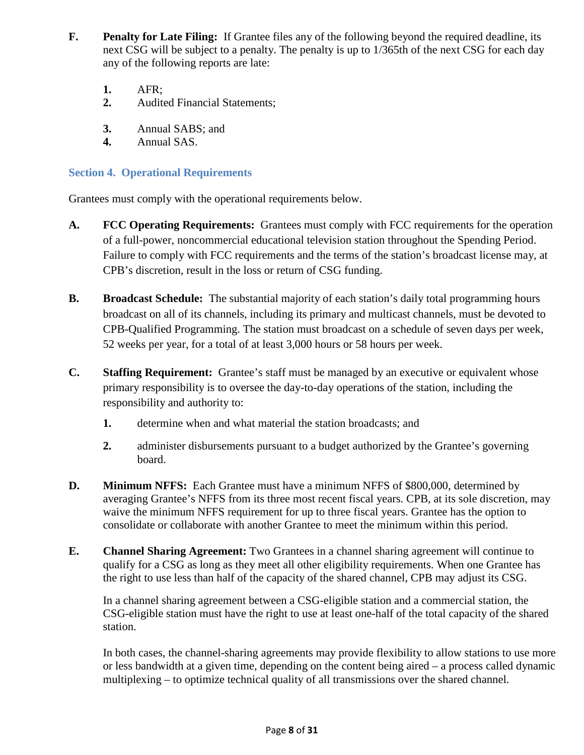**F. Penalty for Late Filing:** If Grantee files any of the following beyond the required deadline, its next CSG will be subject to a penalty. The penalty is up to 1/365th of the next CSG for each day any of the following reports are late:

1. AFR;
2. Audited Financial Statements;
3. Annual SABS; and
4. Annual SAS.

## Section 4. Operational Requirements

Grantees must comply with the operational requirements below.

**A. FCC Operating Requirements:** Grantees must comply with FCC requirements for the operation of a full-power, noncommercial educational television station throughout the Spending Period. Failure to comply with FCC requirements and the terms of the station's broadcast license may, at CPB's discretion, result in the loss or return of CSG funding.

**B. Broadcast Schedule:** The substantial majority of each station's daily total programming hours broadcast on all of its channels, including its primary and multicast channels, must be devoted to CPB-Qualified Programming. The station must broadcast on a schedule of seven days per week, 52 weeks per year, for a total of at least 3,000 hours or 58 hours per week.

**C. Staffing Requirement:** Grantee's staff must be managed by an executive or equivalent whose primary responsibility is to oversee the day-to-day operations of the station, including the responsibility and authority to:

1. determine when and what material the station broadcasts; and
2. administer disbursements pursuant to a budget authorized by the Grantee's governing board.

**D. Minimum NFFS:** Each Grantee must have a minimum NFFS of $800,000, determined by averaging Grantee's NFFS from its three most recent fiscal years. CPB, at its sole discretion, may waive the minimum NFFS requirement for up to three fiscal years. Grantee has the option to consolidate or collaborate with another Grantee to meet the minimum within this period.

**E. Channel Sharing Agreement:** Two Grantees in a channel sharing agreement will continue to qualify for a CSG as long as they meet all other eligibility requirements. When one Grantee has the right to use less than half of the capacity of the shared channel, CPB may adjust its CSG.

In a channel sharing agreement between a CSG-eligible station and a commercial station, the CSG-eligible station must have the right to use at least one-half of the total capacity of the shared station.

In both cases, the channel-sharing agreements may provide flexibility to allow stations to use more or less bandwidth at a given time, depending on the content being aired – a process called dynamic multiplexing – to optimize technical quality of all transmissions over the shared channel.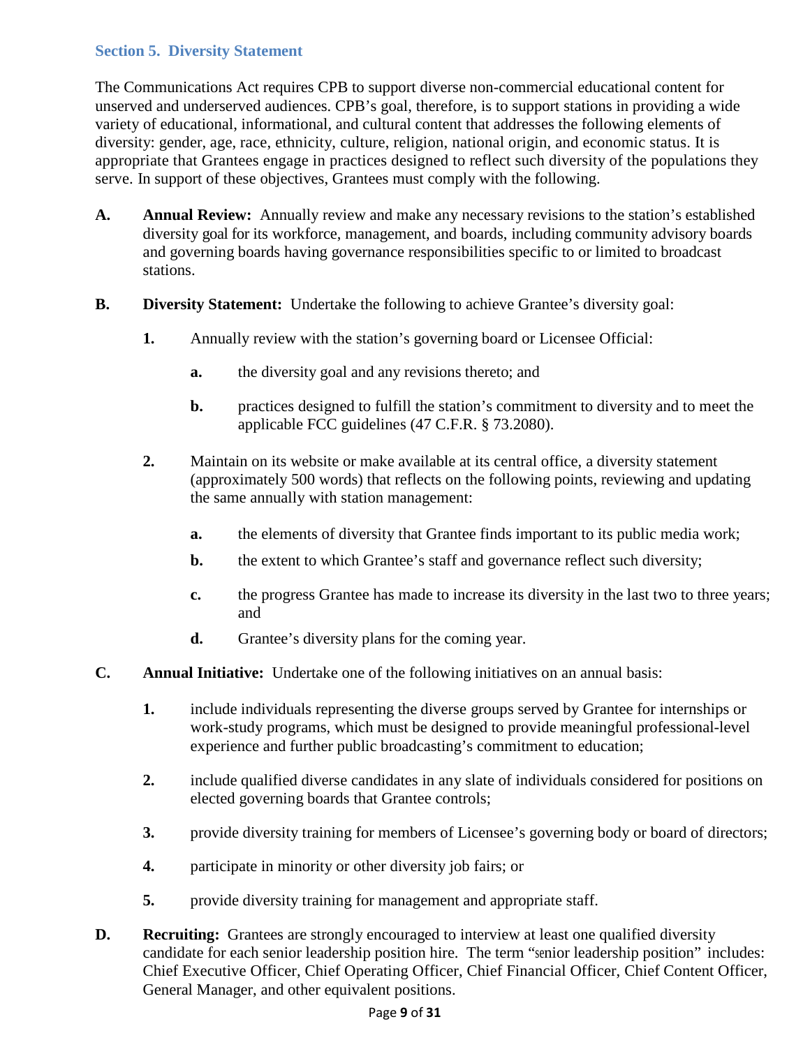### Section 5. Diversity Statement

The Communications Act requires CPB to support diverse non-commercial educational content for unserved and underserved audiences. CPB's goal, therefore, is to support stations in providing a wide variety of educational, informational, and cultural content that addresses the following elements of diversity: gender, age, race, ethnicity, culture, religion, national origin, and economic status. It is appropriate that Grantees engage in practices designed to reflect such diversity of the populations they serve. In support of these objectives, Grantees must comply with the following.

**A.** **Annual Review:** Annually review and make any necessary revisions to the station's established diversity goal for its workforce, management, and boards, including community advisory boards and governing boards having governance responsibilities specific to or limited to broadcast stations.

**B.** **Diversity Statement:** Undertake the following to achieve Grantee's diversity goal:

  **1.** Annually review with the station's governing board or Licensee Official:

    **a.** the diversity goal and any revisions thereto; and

    **b.** practices designed to fulfill the station's commitment to diversity and to meet the applicable FCC guidelines (47 C.F.R. § 73.2080).

  **2.** Maintain on its website or make available at its central office, a diversity statement (approximately 500 words) that reflects on the following points, reviewing and updating the same annually with station management:

    **a.** the elements of diversity that Grantee finds important to its public media work;

    **b.** the extent to which Grantee's staff and governance reflect such diversity;

    **c.** the progress Grantee has made to increase its diversity in the last two to three years; and

    **d.** Grantee's diversity plans for the coming year.

**C.** **Annual Initiative:** Undertake one of the following initiatives on an annual basis:

  **1.** include individuals representing the diverse groups served by Grantee for internships or work-study programs, which must be designed to provide meaningful professional-level experience and further public broadcasting's commitment to education;

  **2.** include qualified diverse candidates in any slate of individuals considered for positions on elected governing boards that Grantee controls;

  **3.** provide diversity training for members of Licensee's governing body or board of directors;

  **4.** participate in minority or other diversity job fairs; or

  **5.** provide diversity training for management and appropriate staff.

**D.** **Recruiting:** Grantees are strongly encouraged to interview at least one qualified diversity candidate for each senior leadership position hire. The term "senior leadership position" includes: Chief Executive Officer, Chief Operating Officer, Chief Financial Officer, Chief Content Officer, General Manager, and other equivalent positions.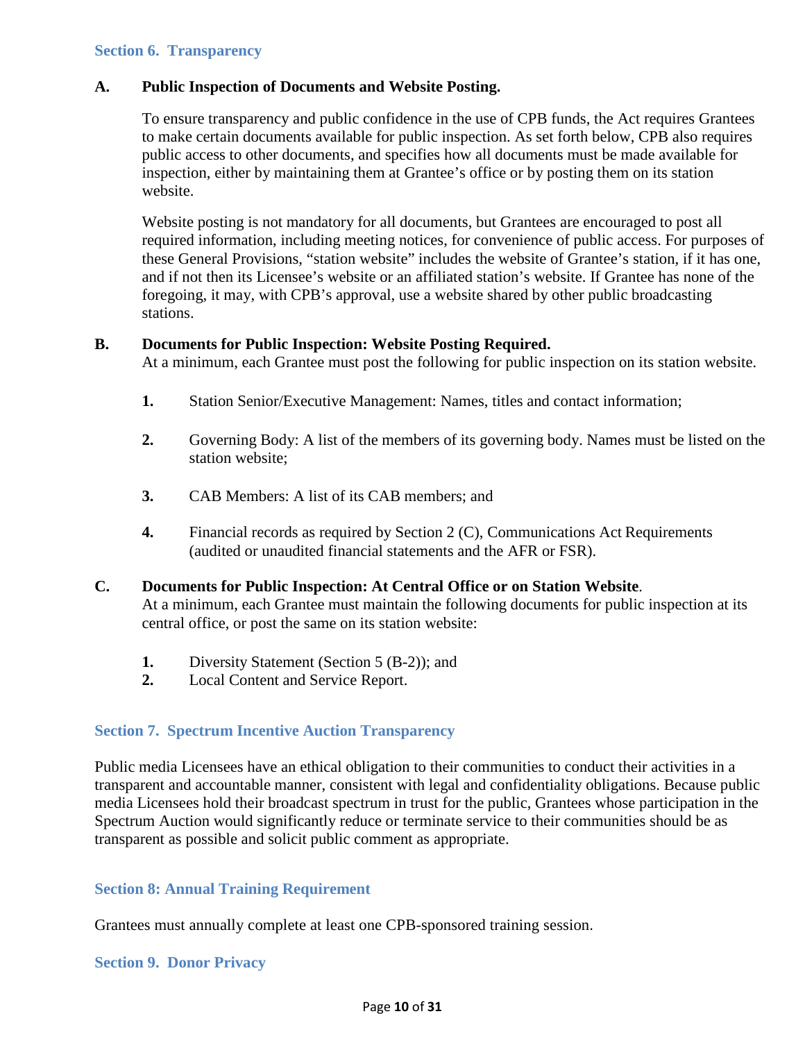## Section 6. Transparency

**A. Public Inspection of Documents and Website Posting.**

To ensure transparency and public confidence in the use of CPB funds, the Act requires Grantees to make certain documents available for public inspection. As set forth below, CPB also requires public access to other documents, and specifies how all documents must be made available for inspection, either by maintaining them at Grantee's office or by posting them on its station website.

Website posting is not mandatory for all documents, but Grantees are encouraged to post all required information, including meeting notices, for convenience of public access. For purposes of these General Provisions, "station website" includes the website of Grantee's station, if it has one, and if not then its Licensee's website or an affiliated station's website. If Grantee has none of the foregoing, it may, with CPB's approval, use a website shared by other public broadcasting stations.

**B. Documents for Public Inspection: Website Posting Required.**

At a minimum, each Grantee must post the following for public inspection on its station website.

1. Station Senior/Executive Management: Names, titles and contact information;
2. Governing Body: A list of the members of its governing body. Names must be listed on the station website;
3. CAB Members: A list of its CAB members; and
4. Financial records as required by Section 2 (C), Communications Act Requirements (audited or unaudited financial statements and the AFR or FSR).

**C. Documents for Public Inspection: At Central Office or on Station Website.**

At a minimum, each Grantee must maintain the following documents for public inspection at its central office, or post the same on its station website:

1. Diversity Statement (Section 5 (B-2)); and
2. Local Content and Service Report.

## Section 7. Spectrum Incentive Auction Transparency

Public media Licensees have an ethical obligation to their communities to conduct their activities in a transparent and accountable manner, consistent with legal and confidentiality obligations. Because public media Licensees hold their broadcast spectrum in trust for the public, Grantees whose participation in the Spectrum Auction would significantly reduce or terminate service to their communities should be as transparent as possible and solicit public comment as appropriate.

## Section 8: Annual Training Requirement

Grantees must annually complete at least one CPB-sponsored training session.

## Section 9. Donor Privacy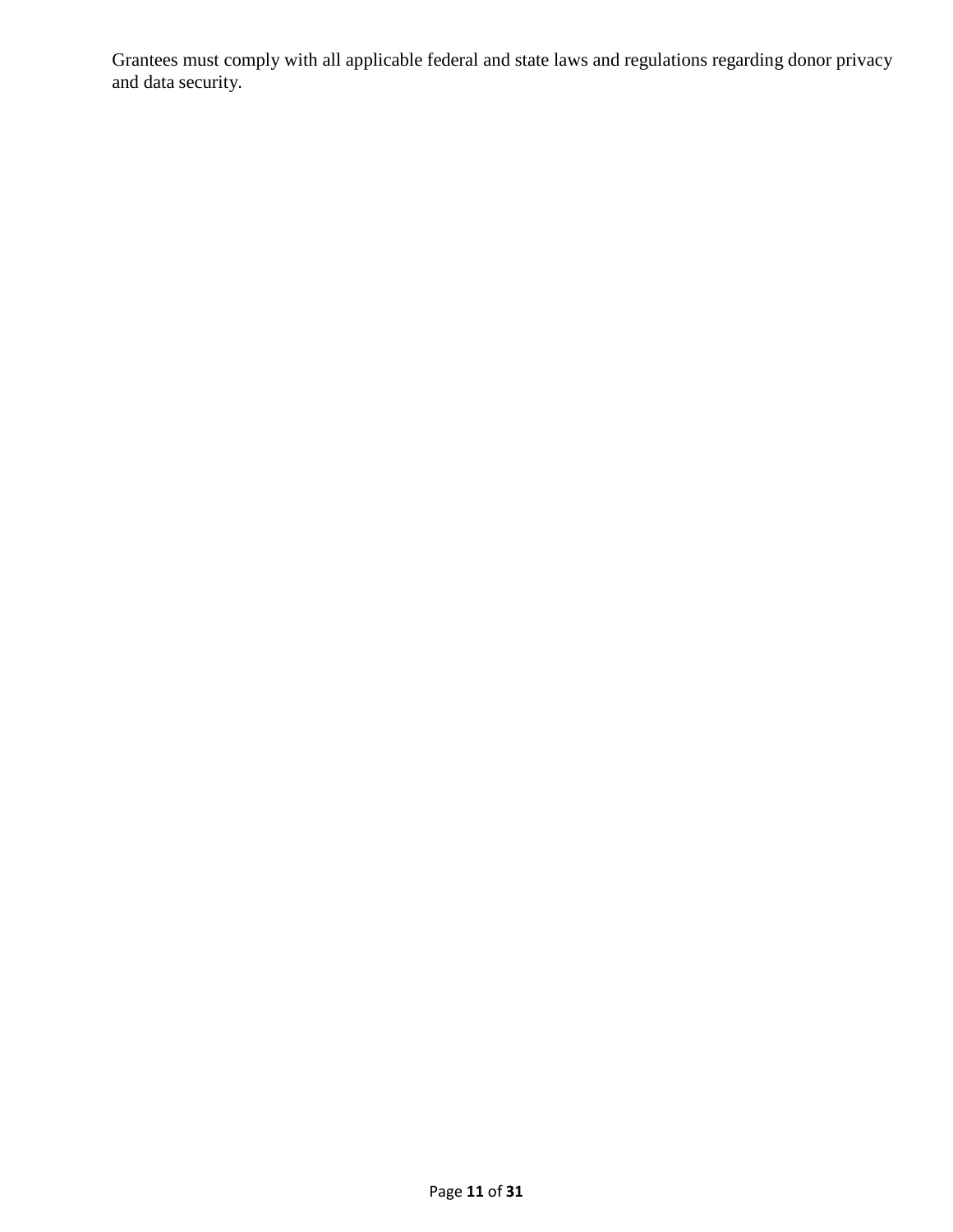Grantees must comply with all applicable federal and state laws and regulations regarding donor privacy and data security.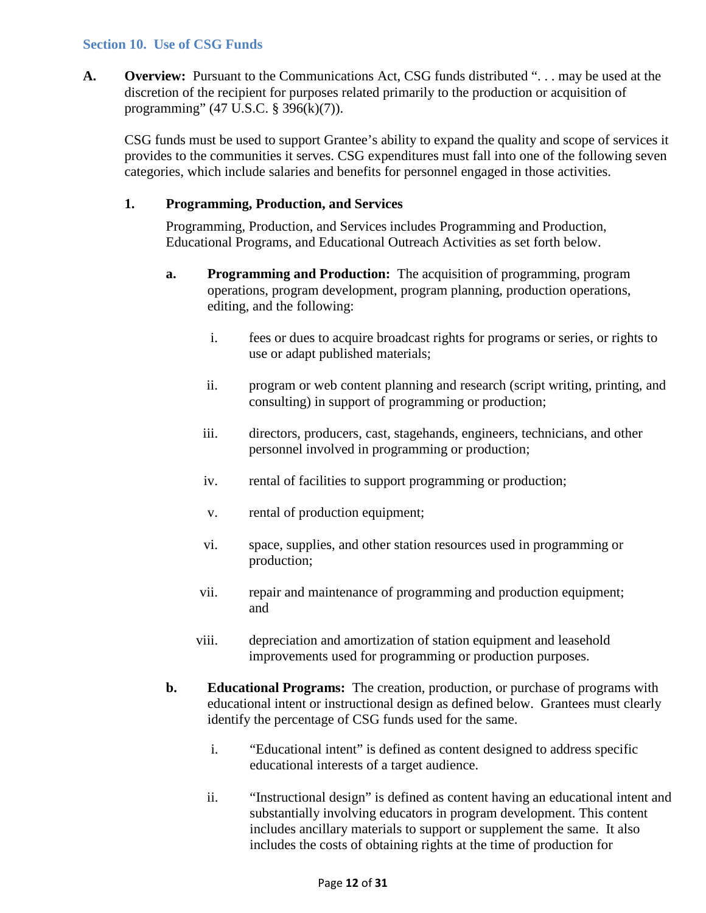### Section 10. Use of CSG Funds

**A. Overview:** Pursuant to the Communications Act, CSG funds distributed ". . . may be used at the discretion of the recipient for purposes related primarily to the production or acquisition of programming" (47 U.S.C. § 396(k)(7)).

CSG funds must be used to support Grantee's ability to expand the quality and scope of services it provides to the communities it serves. CSG expenditures must fall into one of the following seven categories, which include salaries and benefits for personnel engaged in those activities.

**1. Programming, Production, and Services**

Programming, Production, and Services includes Programming and Production, Educational Programs, and Educational Outreach Activities as set forth below.

**a. Programming and Production:** The acquisition of programming, program operations, program development, program planning, production operations, editing, and the following:

i. fees or dues to acquire broadcast rights for programs or series, or rights to use or adapt published materials;

ii. program or web content planning and research (script writing, printing, and consulting) in support of programming or production;

iii. directors, producers, cast, stagehands, engineers, technicians, and other personnel involved in programming or production;

iv. rental of facilities to support programming or production;

v. rental of production equipment;

vi. space, supplies, and other station resources used in programming or production;

vii. repair and maintenance of programming and production equipment; and

viii. depreciation and amortization of station equipment and leasehold improvements used for programming or production purposes.

**b. Educational Programs:** The creation, production, or purchase of programs with educational intent or instructional design as defined below. Grantees must clearly identify the percentage of CSG funds used for the same.

i. "Educational intent" is defined as content designed to address specific educational interests of a target audience.

ii. "Instructional design" is defined as content having an educational intent and substantially involving educators in program development. This content includes ancillary materials to support or supplement the same. It also includes the costs of obtaining rights at the time of production for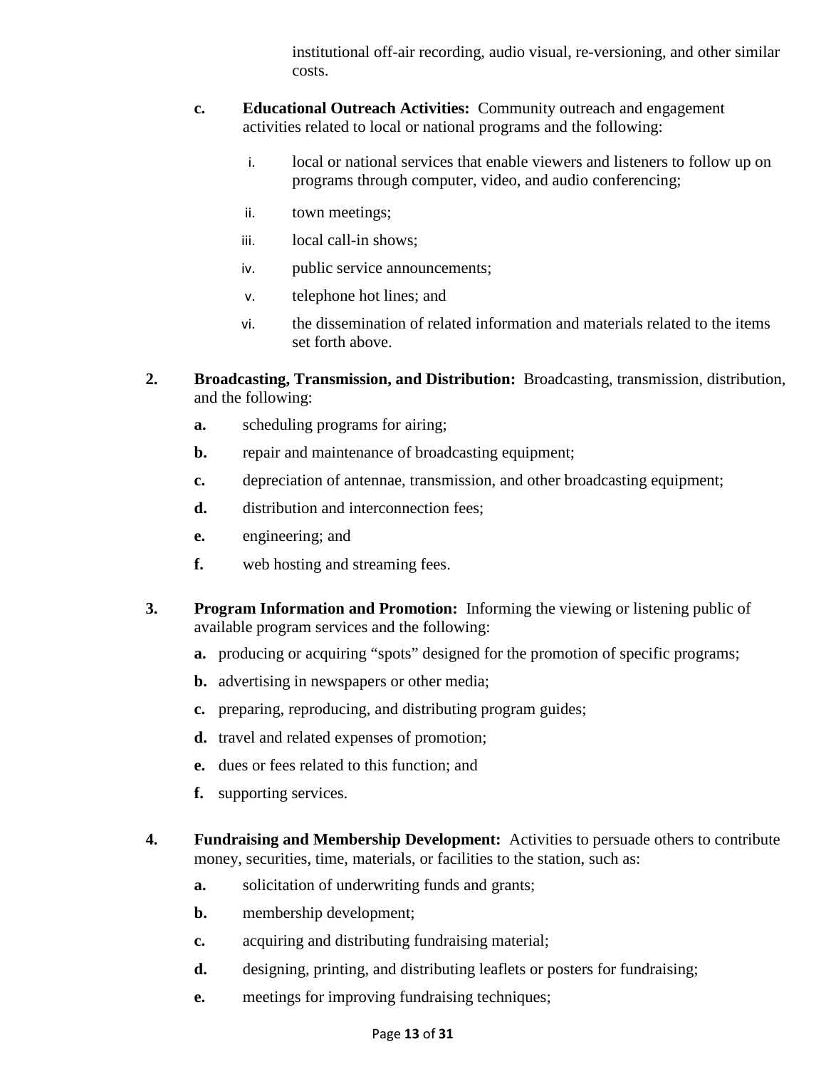institutional off-air recording, audio visual, re-versioning, and other similar costs.

**c.** **Educational Outreach Activities:** Community outreach and engagement activities related to local or national programs and the following:

- i. local or national services that enable viewers and listeners to follow up on programs through computer, video, and audio conferencing;
- ii. town meetings;
- iii. local call-in shows;
- iv. public service announcements;
- v. telephone hot lines; and
- vi. the dissemination of related information and materials related to the items set forth above.

**2.** **Broadcasting, Transmission, and Distribution:** Broadcasting, transmission, distribution, and the following:

- **a.** scheduling programs for airing;
- **b.** repair and maintenance of broadcasting equipment;
- **c.** depreciation of antennae, transmission, and other broadcasting equipment;
- **d.** distribution and interconnection fees;
- **e.** engineering; and
- **f.** web hosting and streaming fees.

**3.** **Program Information and Promotion:** Informing the viewing or listening public of available program services and the following:

- **a.** producing or acquiring "spots" designed for the promotion of specific programs;
- **b.** advertising in newspapers or other media;
- **c.** preparing, reproducing, and distributing program guides;
- **d.** travel and related expenses of promotion;
- **e.** dues or fees related to this function; and
- **f.** supporting services.

**4.** **Fundraising and Membership Development:** Activities to persuade others to contribute money, securities, time, materials, or facilities to the station, such as:

- **a.** solicitation of underwriting funds and grants;
- **b.** membership development;
- **c.** acquiring and distributing fundraising material;
- **d.** designing, printing, and distributing leaflets or posters for fundraising;
- **e.** meetings for improving fundraising techniques;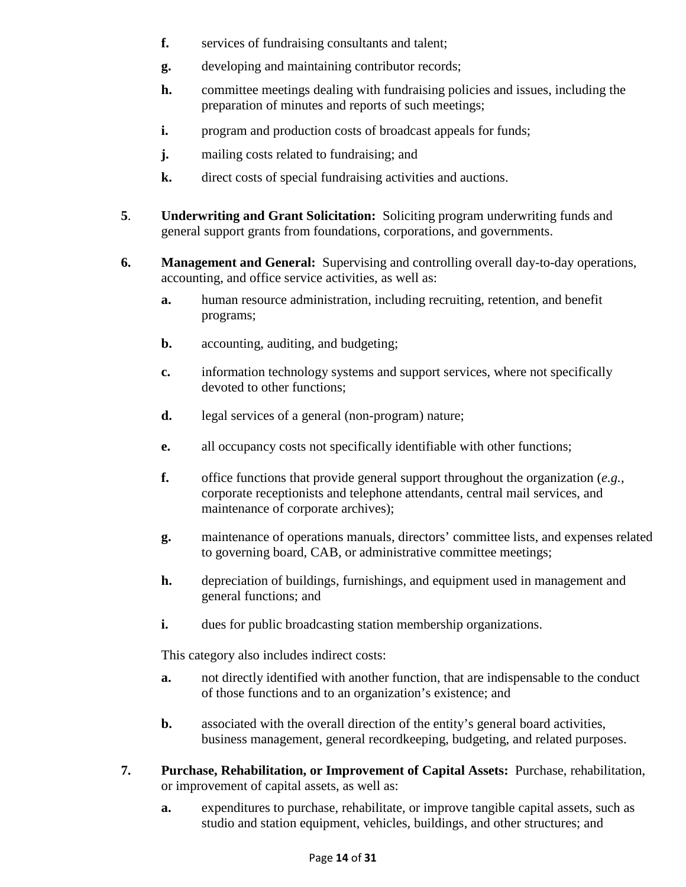**f.** services of fundraising consultants and talent;

**g.** developing and maintaining contributor records;

**h.** committee meetings dealing with fundraising policies and issues, including the preparation of minutes and reports of such meetings;

**i.** program and production costs of broadcast appeals for funds;

**j.** mailing costs related to fundraising; and

**k.** direct costs of special fundraising activities and auctions.

**5**. **Underwriting and Grant Solicitation:** Soliciting program underwriting funds and general support grants from foundations, corporations, and governments.

**6. Management and General:** Supervising and controlling overall day-to-day operations, accounting, and office service activities, as well as:

**a.** human resource administration, including recruiting, retention, and benefit programs;

**b.** accounting, auditing, and budgeting;

**c.** information technology systems and support services, where not specifically devoted to other functions;

**d.** legal services of a general (non-program) nature;

**e.** all occupancy costs not specifically identifiable with other functions;

**f.** office functions that provide general support throughout the organization (*e.g.*, corporate receptionists and telephone attendants, central mail services, and maintenance of corporate archives);

**g.** maintenance of operations manuals, directors' committee lists, and expenses related to governing board, CAB, or administrative committee meetings;

**h.** depreciation of buildings, furnishings, and equipment used in management and general functions; and

**i.** dues for public broadcasting station membership organizations.

This category also includes indirect costs:

**a.** not directly identified with another function, that are indispensable to the conduct of those functions and to an organization's existence; and

**b.** associated with the overall direction of the entity's general board activities, business management, general recordkeeping, budgeting, and related purposes.

**7. Purchase, Rehabilitation, or Improvement of Capital Assets:** Purchase, rehabilitation, or improvement of capital assets, as well as:

**a.** expenditures to purchase, rehabilitate, or improve tangible capital assets, such as studio and station equipment, vehicles, buildings, and other structures; and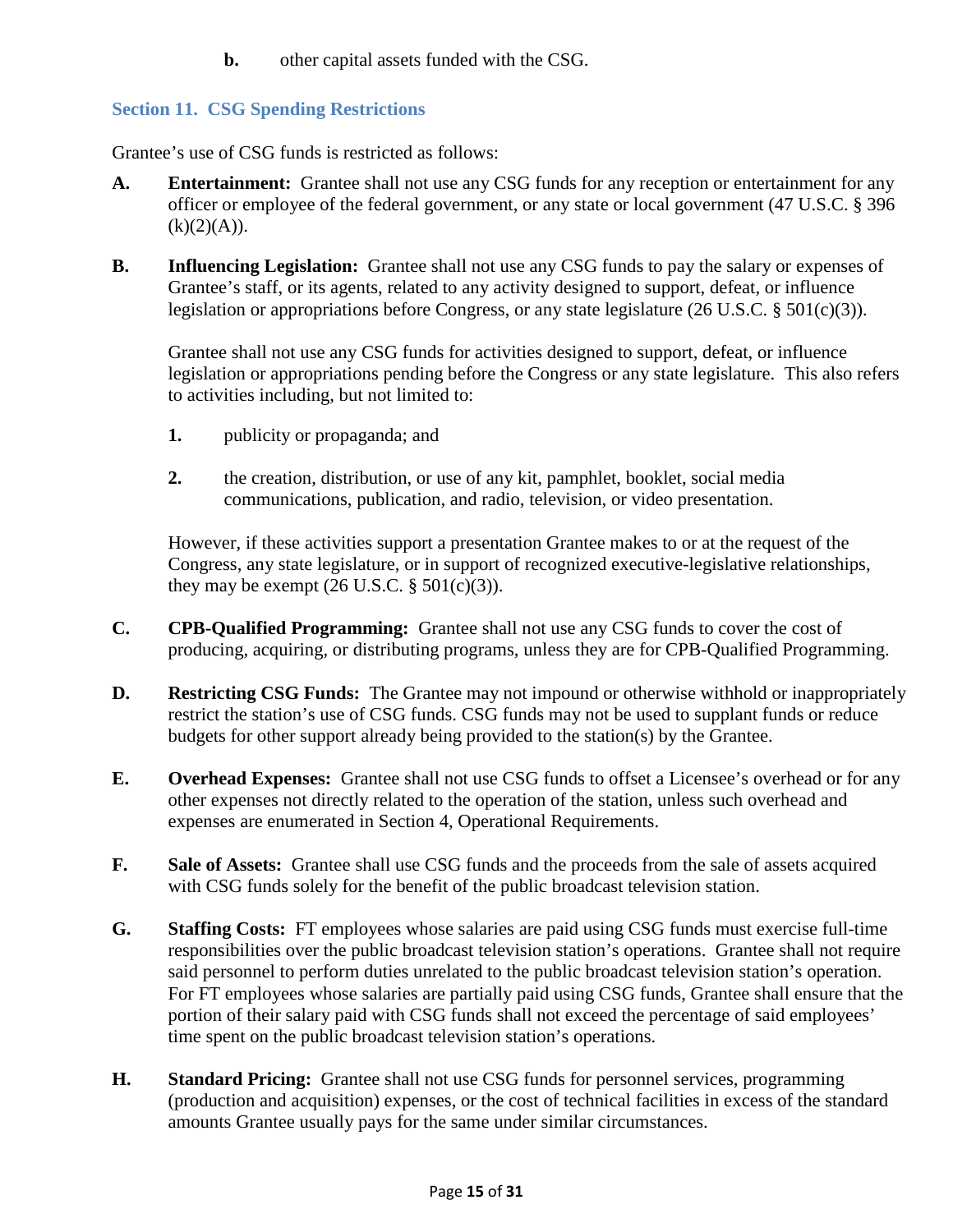**b.** other capital assets funded with the CSG.

## Section 11. CSG Spending Restrictions

Grantee's use of CSG funds is restricted as follows:

**A. Entertainment:** Grantee shall not use any CSG funds for any reception or entertainment for any officer or employee of the federal government, or any state or local government (47 U.S.C. § 396 (k)(2)(A)).

**B. Influencing Legislation:** Grantee shall not use any CSG funds to pay the salary or expenses of Grantee's staff, or its agents, related to any activity designed to support, defeat, or influence legislation or appropriations before Congress, or any state legislature (26 U.S.C. § 501(c)(3)).

Grantee shall not use any CSG funds for activities designed to support, defeat, or influence legislation or appropriations pending before the Congress or any state legislature. This also refers to activities including, but not limited to:

1. publicity or propaganda; and
2. the creation, distribution, or use of any kit, pamphlet, booklet, social media communications, publication, and radio, television, or video presentation.

However, if these activities support a presentation Grantee makes to or at the request of the Congress, any state legislature, or in support of recognized executive-legislative relationships, they may be exempt (26 U.S.C. § 501(c)(3)).

**C. CPB-Qualified Programming:** Grantee shall not use any CSG funds to cover the cost of producing, acquiring, or distributing programs, unless they are for CPB-Qualified Programming.

**D. Restricting CSG Funds:** The Grantee may not impound or otherwise withhold or inappropriately restrict the station's use of CSG funds. CSG funds may not be used to supplant funds or reduce budgets for other support already being provided to the station(s) by the Grantee.

**E. Overhead Expenses:** Grantee shall not use CSG funds to offset a Licensee's overhead or for any other expenses not directly related to the operation of the station, unless such overhead and expenses are enumerated in Section 4, Operational Requirements.

**F. Sale of Assets:** Grantee shall use CSG funds and the proceeds from the sale of assets acquired with CSG funds solely for the benefit of the public broadcast television station.

**G. Staffing Costs:** FT employees whose salaries are paid using CSG funds must exercise full-time responsibilities over the public broadcast television station's operations. Grantee shall not require said personnel to perform duties unrelated to the public broadcast television station's operation. For FT employees whose salaries are partially paid using CSG funds, Grantee shall ensure that the portion of their salary paid with CSG funds shall not exceed the percentage of said employees' time spent on the public broadcast television station's operations.

**H. Standard Pricing:** Grantee shall not use CSG funds for personnel services, programming (production and acquisition) expenses, or the cost of technical facilities in excess of the standard amounts Grantee usually pays for the same under similar circumstances.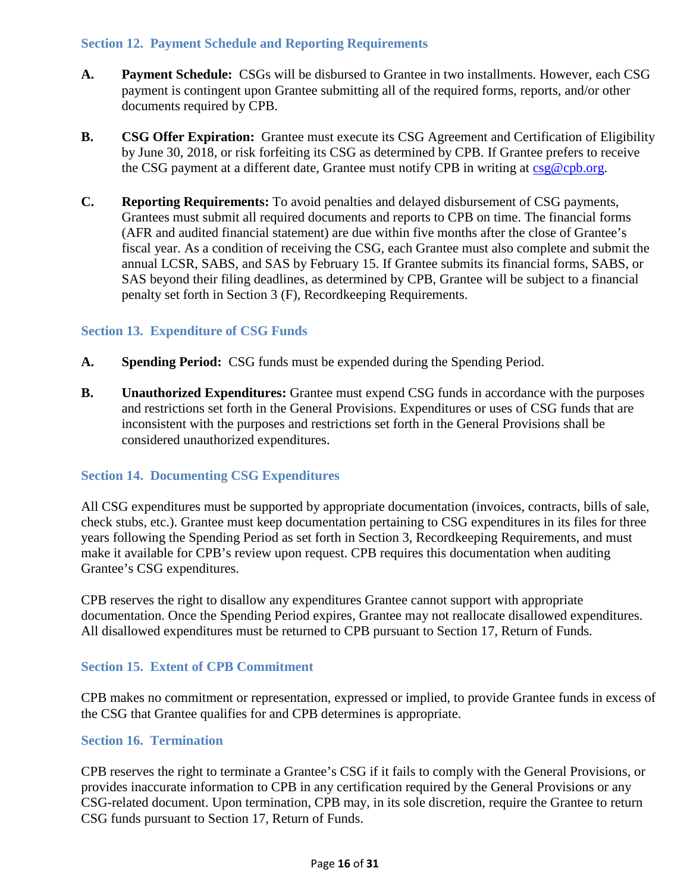### Section 12. Payment Schedule and Reporting Requirements

**A.** **Payment Schedule:** CSGs will be disbursed to Grantee in two installments. However, each CSG payment is contingent upon Grantee submitting all of the required forms, reports, and/or other documents required by CPB.

**B.** **CSG Offer Expiration:** Grantee must execute its CSG Agreement and Certification of Eligibility by June 30, 2018, or risk forfeiting its CSG as determined by CPB. If Grantee prefers to receive the CSG payment at a different date, Grantee must notify CPB in writing at csg@cpb.org.

**C.** **Reporting Requirements:** To avoid penalties and delayed disbursement of CSG payments, Grantees must submit all required documents and reports to CPB on time. The financial forms (AFR and audited financial statement) are due within five months after the close of Grantee's fiscal year. As a condition of receiving the CSG, each Grantee must also complete and submit the annual LCSR, SABS, and SAS by February 15. If Grantee submits its financial forms, SABS, or SAS beyond their filing deadlines, as determined by CPB, Grantee will be subject to a financial penalty set forth in Section 3 (F), Recordkeeping Requirements.

### Section 13. Expenditure of CSG Funds

**A.** **Spending Period:** CSG funds must be expended during the Spending Period.

**B.** **Unauthorized Expenditures:** Grantee must expend CSG funds in accordance with the purposes and restrictions set forth in the General Provisions. Expenditures or uses of CSG funds that are inconsistent with the purposes and restrictions set forth in the General Provisions shall be considered unauthorized expenditures.

### Section 14. Documenting CSG Expenditures

All CSG expenditures must be supported by appropriate documentation (invoices, contracts, bills of sale, check stubs, etc.). Grantee must keep documentation pertaining to CSG expenditures in its files for three years following the Spending Period as set forth in Section 3, Recordkeeping Requirements, and must make it available for CPB's review upon request. CPB requires this documentation when auditing Grantee's CSG expenditures.

CPB reserves the right to disallow any expenditures Grantee cannot support with appropriate documentation. Once the Spending Period expires, Grantee may not reallocate disallowed expenditures. All disallowed expenditures must be returned to CPB pursuant to Section 17, Return of Funds.

### Section 15. Extent of CPB Commitment

CPB makes no commitment or representation, expressed or implied, to provide Grantee funds in excess of the CSG that Grantee qualifies for and CPB determines is appropriate.

### Section 16. Termination

CPB reserves the right to terminate a Grantee's CSG if it fails to comply with the General Provisions, or provides inaccurate information to CPB in any certification required by the General Provisions or any CSG-related document. Upon termination, CPB may, in its sole discretion, require the Grantee to return CSG funds pursuant to Section 17, Return of Funds.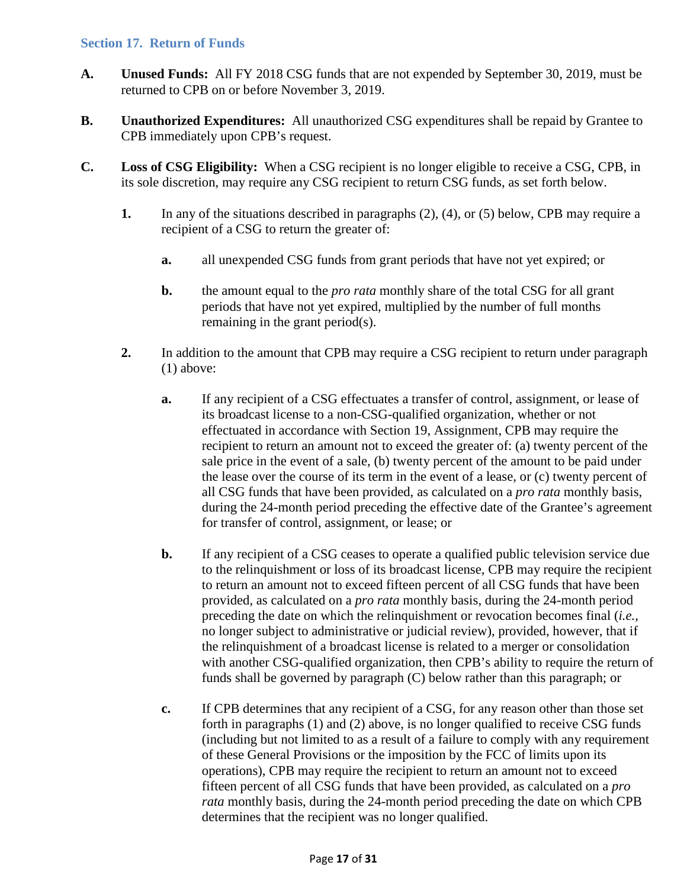### Section 17. Return of Funds

**A. Unused Funds:** All FY 2018 CSG funds that are not expended by September 30, 2019, must be returned to CPB on or before November 3, 2019.

**B. Unauthorized Expenditures:** All unauthorized CSG expenditures shall be repaid by Grantee to CPB immediately upon CPB's request.

**C. Loss of CSG Eligibility:** When a CSG recipient is no longer eligible to receive a CSG, CPB, in its sole discretion, may require any CSG recipient to return CSG funds, as set forth below.

**1.** In any of the situations described in paragraphs (2), (4), or (5) below, CPB may require a recipient of a CSG to return the greater of:

- **a.** all unexpended CSG funds from grant periods that have not yet expired; or
- **b.** the amount equal to the *pro rata* monthly share of the total CSG for all grant periods that have not yet expired, multiplied by the number of full months remaining in the grant period(s).

**2.** In addition to the amount that CPB may require a CSG recipient to return under paragraph (1) above:

- **a.** If any recipient of a CSG effectuates a transfer of control, assignment, or lease of its broadcast license to a non-CSG-qualified organization, whether or not effectuated in accordance with Section 19, Assignment, CPB may require the recipient to return an amount not to exceed the greater of: (a) twenty percent of the sale price in the event of a sale, (b) twenty percent of the amount to be paid under the lease over the course of its term in the event of a lease, or (c) twenty percent of all CSG funds that have been provided, as calculated on a *pro rata* monthly basis, during the 24-month period preceding the effective date of the Grantee's agreement for transfer of control, assignment, or lease; or

- **b.** If any recipient of a CSG ceases to operate a qualified public television service due to the relinquishment or loss of its broadcast license, CPB may require the recipient to return an amount not to exceed fifteen percent of all CSG funds that have been provided, as calculated on a *pro rata* monthly basis, during the 24-month period preceding the date on which the relinquishment or revocation becomes final (*i.e.*, no longer subject to administrative or judicial review), provided, however, that if the relinquishment of a broadcast license is related to a merger or consolidation with another CSG-qualified organization, then CPB's ability to require the return of funds shall be governed by paragraph (C) below rather than this paragraph; or

- **c.** If CPB determines that any recipient of a CSG, for any reason other than those set forth in paragraphs (1) and (2) above, is no longer qualified to receive CSG funds (including but not limited to as a result of a failure to comply with any requirement of these General Provisions or the imposition by the FCC of limits upon its operations), CPB may require the recipient to return an amount not to exceed fifteen percent of all CSG funds that have been provided, as calculated on a *pro rata* monthly basis, during the 24-month period preceding the date on which CPB determines that the recipient was no longer qualified.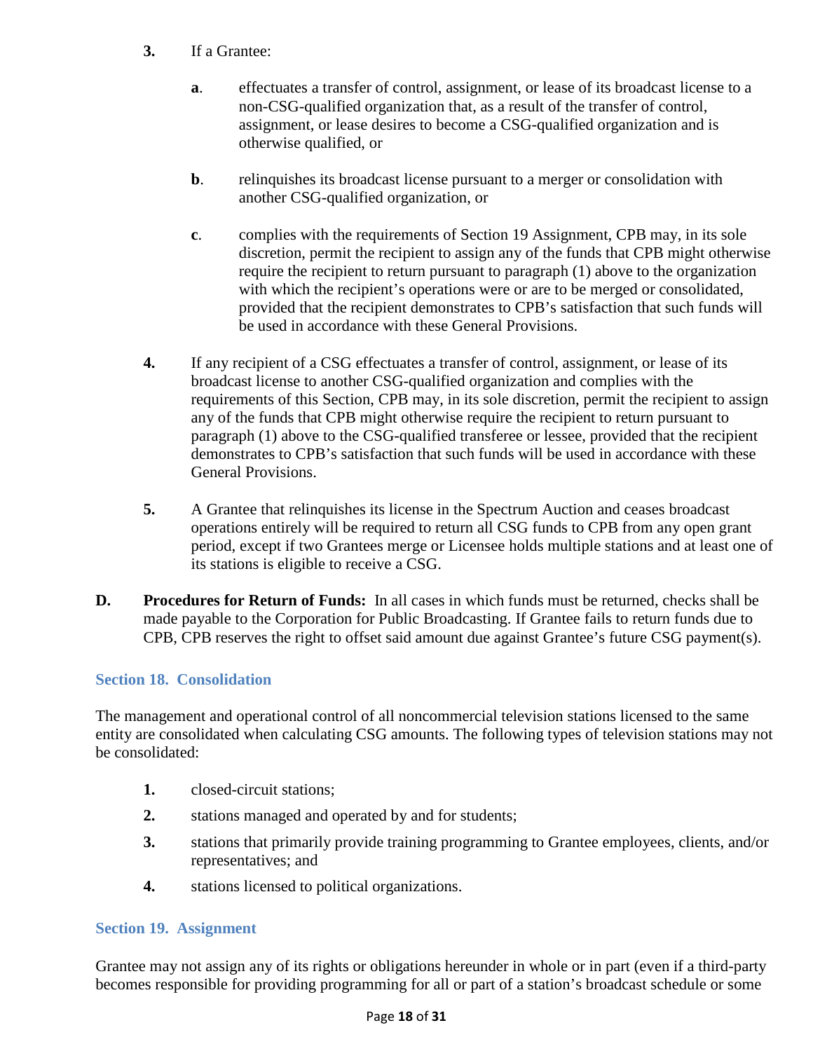3. If a Grantee:

   **a**. effectuates a transfer of control, assignment, or lease of its broadcast license to a non-CSG-qualified organization that, as a result of the transfer of control, assignment, or lease desires to become a CSG-qualified organization and is otherwise qualified, or

   **b**. relinquishes its broadcast license pursuant to a merger or consolidation with another CSG-qualified organization, or

   **c**. complies with the requirements of Section 19 Assignment, CPB may, in its sole discretion, permit the recipient to assign any of the funds that CPB might otherwise require the recipient to return pursuant to paragraph (1) above to the organization with which the recipient's operations were or are to be merged or consolidated, provided that the recipient demonstrates to CPB's satisfaction that such funds will be used in accordance with these General Provisions.

4. If any recipient of a CSG effectuates a transfer of control, assignment, or lease of its broadcast license to another CSG-qualified organization and complies with the requirements of this Section, CPB may, in its sole discretion, permit the recipient to assign any of the funds that CPB might otherwise require the recipient to return pursuant to paragraph (1) above to the CSG-qualified transferee or lessee, provided that the recipient demonstrates to CPB's satisfaction that such funds will be used in accordance with these General Provisions.

5. A Grantee that relinquishes its license in the Spectrum Auction and ceases broadcast operations entirely will be required to return all CSG funds to CPB from any open grant period, except if two Grantees merge or Licensee holds multiple stations and at least one of its stations is eligible to receive a CSG.

**D. Procedures for Return of Funds:** In all cases in which funds must be returned, checks shall be made payable to the Corporation for Public Broadcasting. If Grantee fails to return funds due to CPB, CPB reserves the right to offset said amount due against Grantee's future CSG payment(s).

## Section 18. Consolidation

The management and operational control of all noncommercial television stations licensed to the same entity are consolidated when calculating CSG amounts. The following types of television stations may not be consolidated:

1. closed-circuit stations;
2. stations managed and operated by and for students;
3. stations that primarily provide training programming to Grantee employees, clients, and/or representatives; and
4. stations licensed to political organizations.

## Section 19. Assignment

Grantee may not assign any of its rights or obligations hereunder in whole or in part (even if a third-party becomes responsible for providing programming for all or part of a station's broadcast schedule or some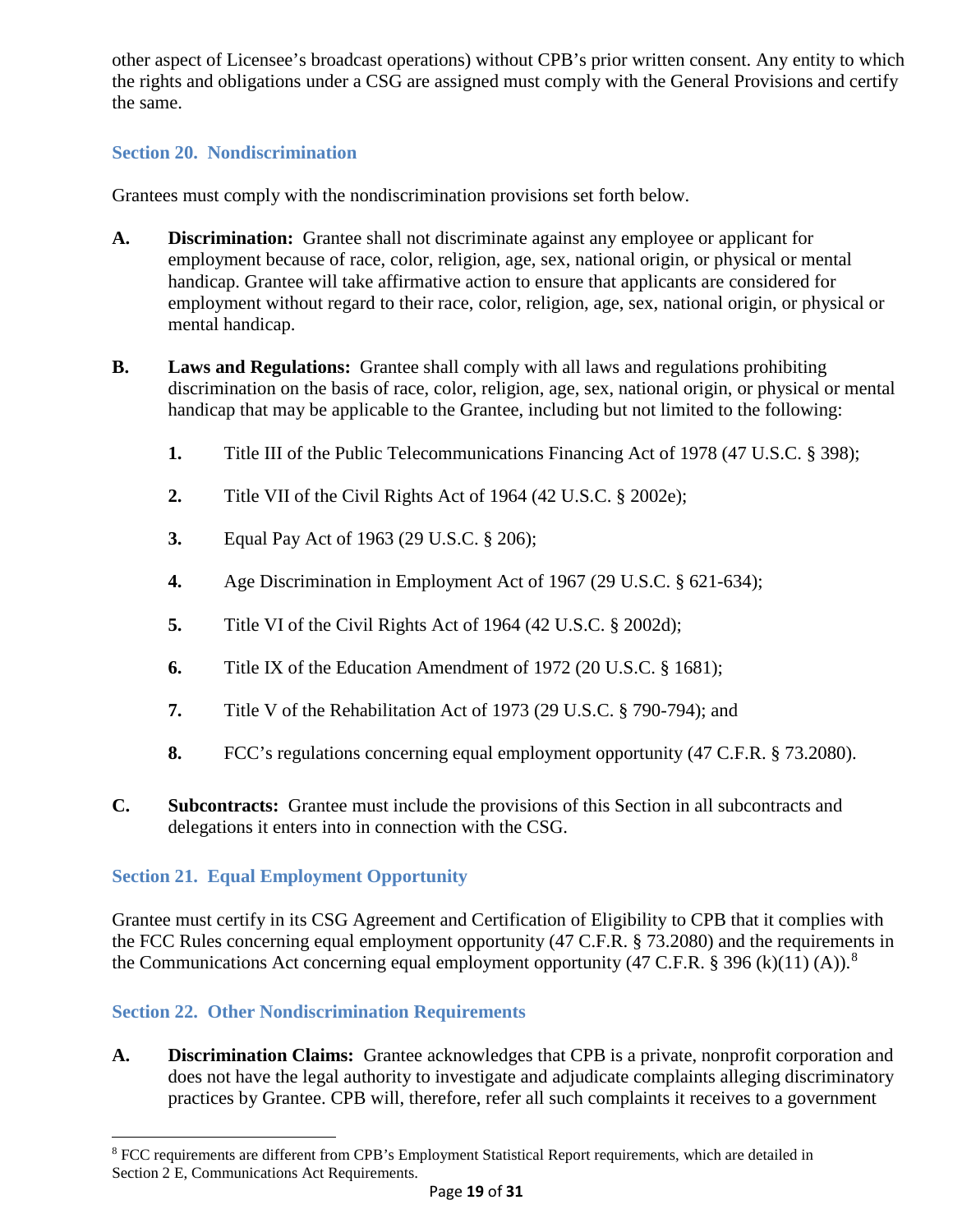other aspect of Licensee's broadcast operations) without CPB's prior written consent. Any entity to which the rights and obligations under a CSG are assigned must comply with the General Provisions and certify the same.

### Section 20. Nondiscrimination

Grantees must comply with the nondiscrimination provisions set forth below.

**A. Discrimination:** Grantee shall not discriminate against any employee or applicant for employment because of race, color, religion, age, sex, national origin, or physical or mental handicap. Grantee will take affirmative action to ensure that applicants are considered for employment without regard to their race, color, religion, age, sex, national origin, or physical or mental handicap.

**B. Laws and Regulations:** Grantee shall comply with all laws and regulations prohibiting discrimination on the basis of race, color, religion, age, sex, national origin, or physical or mental handicap that may be applicable to the Grantee, including but not limited to the following:

1. Title III of the Public Telecommunications Financing Act of 1978 (47 U.S.C. § 398);
2. Title VII of the Civil Rights Act of 1964 (42 U.S.C. § 2002e);
3. Equal Pay Act of 1963 (29 U.S.C. § 206);
4. Age Discrimination in Employment Act of 1967 (29 U.S.C. § 621-634);
5. Title VI of the Civil Rights Act of 1964 (42 U.S.C. § 2002d);
6. Title IX of the Education Amendment of 1972 (20 U.S.C. § 1681);
7. Title V of the Rehabilitation Act of 1973 (29 U.S.C. § 790-794); and
8. FCC's regulations concerning equal employment opportunity (47 C.F.R. § 73.2080).

**C. Subcontracts:** Grantee must include the provisions of this Section in all subcontracts and delegations it enters into in connection with the CSG.

### Section 21. Equal Employment Opportunity

Grantee must certify in its CSG Agreement and Certification of Eligibility to CPB that it complies with the FCC Rules concerning equal employment opportunity (47 C.F.R. § 73.2080) and the requirements in the Communications Act concerning equal employment opportunity (47 C.F.R. § 396 (k)(11) (A)).[8]

### Section 22. Other Nondiscrimination Requirements

**A. Discrimination Claims:** Grantee acknowledges that CPB is a private, nonprofit corporation and does not have the legal authority to investigate and adjudicate complaints alleging discriminatory practices by Grantee. CPB will, therefore, refer all such complaints it receives to a government

[8] FCC requirements are different from CPB's Employment Statistical Report requirements, which are detailed in Section 2 E, Communications Act Requirements.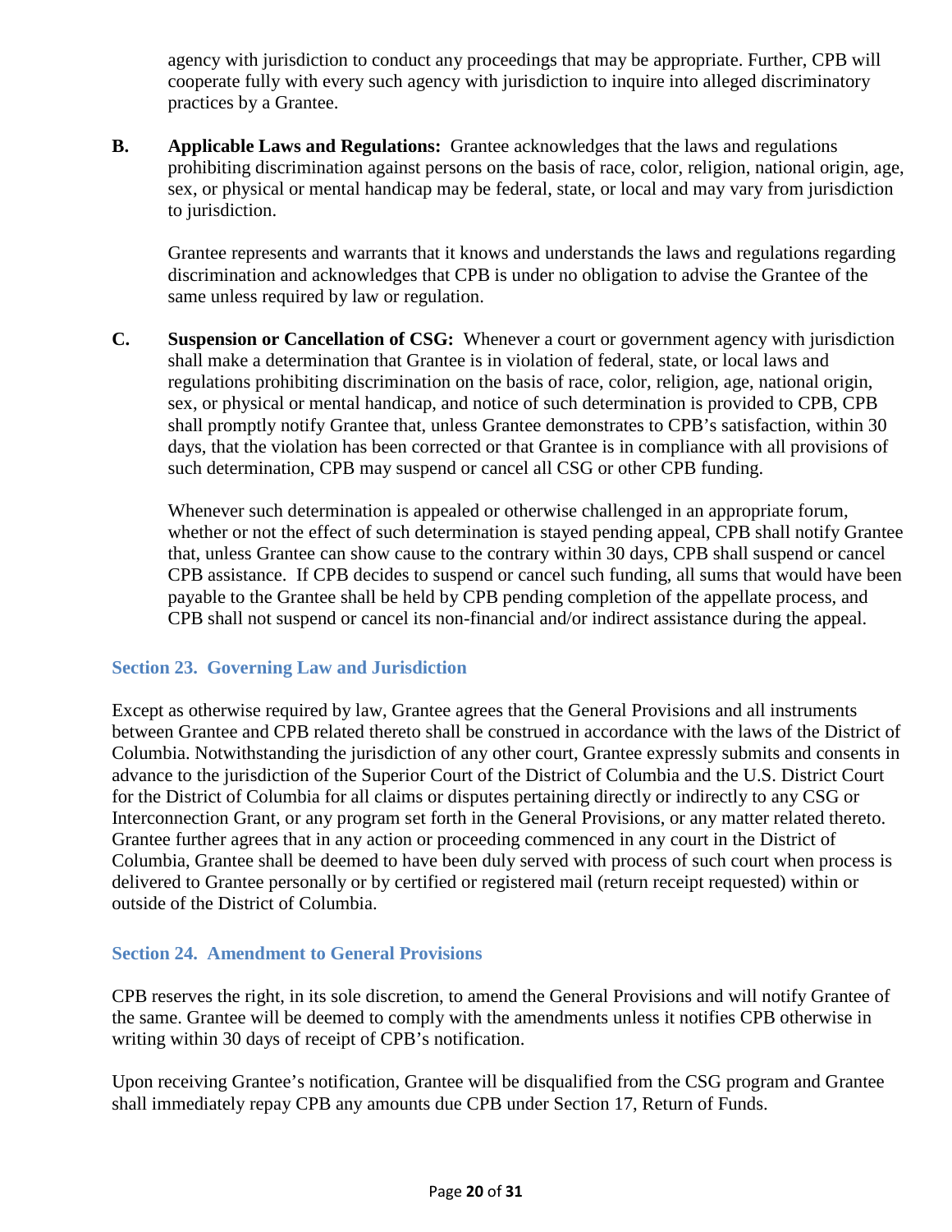agency with jurisdiction to conduct any proceedings that may be appropriate. Further, CPB will cooperate fully with every such agency with jurisdiction to inquire into alleged discriminatory practices by a Grantee.

**B. Applicable Laws and Regulations:** Grantee acknowledges that the laws and regulations prohibiting discrimination against persons on the basis of race, color, religion, national origin, age, sex, or physical or mental handicap may be federal, state, or local and may vary from jurisdiction to jurisdiction.

Grantee represents and warrants that it knows and understands the laws and regulations regarding discrimination and acknowledges that CPB is under no obligation to advise the Grantee of the same unless required by law or regulation.

**C. Suspension or Cancellation of CSG:** Whenever a court or government agency with jurisdiction shall make a determination that Grantee is in violation of federal, state, or local laws and regulations prohibiting discrimination on the basis of race, color, religion, age, national origin, sex, or physical or mental handicap, and notice of such determination is provided to CPB, CPB shall promptly notify Grantee that, unless Grantee demonstrates to CPB's satisfaction, within 30 days, that the violation has been corrected or that Grantee is in compliance with all provisions of such determination, CPB may suspend or cancel all CSG or other CPB funding.

Whenever such determination is appealed or otherwise challenged in an appropriate forum, whether or not the effect of such determination is stayed pending appeal, CPB shall notify Grantee that, unless Grantee can show cause to the contrary within 30 days, CPB shall suspend or cancel CPB assistance. If CPB decides to suspend or cancel such funding, all sums that would have been payable to the Grantee shall be held by CPB pending completion of the appellate process, and CPB shall not suspend or cancel its non-financial and/or indirect assistance during the appeal.

### Section 23. Governing Law and Jurisdiction

Except as otherwise required by law, Grantee agrees that the General Provisions and all instruments between Grantee and CPB related thereto shall be construed in accordance with the laws of the District of Columbia. Notwithstanding the jurisdiction of any other court, Grantee expressly submits and consents in advance to the jurisdiction of the Superior Court of the District of Columbia and the U.S. District Court for the District of Columbia for all claims or disputes pertaining directly or indirectly to any CSG or Interconnection Grant, or any program set forth in the General Provisions, or any matter related thereto. Grantee further agrees that in any action or proceeding commenced in any court in the District of Columbia, Grantee shall be deemed to have been duly served with process of such court when process is delivered to Grantee personally or by certified or registered mail (return receipt requested) within or outside of the District of Columbia.

### Section 24. Amendment to General Provisions

CPB reserves the right, in its sole discretion, to amend the General Provisions and will notify Grantee of the same. Grantee will be deemed to comply with the amendments unless it notifies CPB otherwise in writing within 30 days of receipt of CPB's notification.

Upon receiving Grantee's notification, Grantee will be disqualified from the CSG program and Grantee shall immediately repay CPB any amounts due CPB under Section 17, Return of Funds.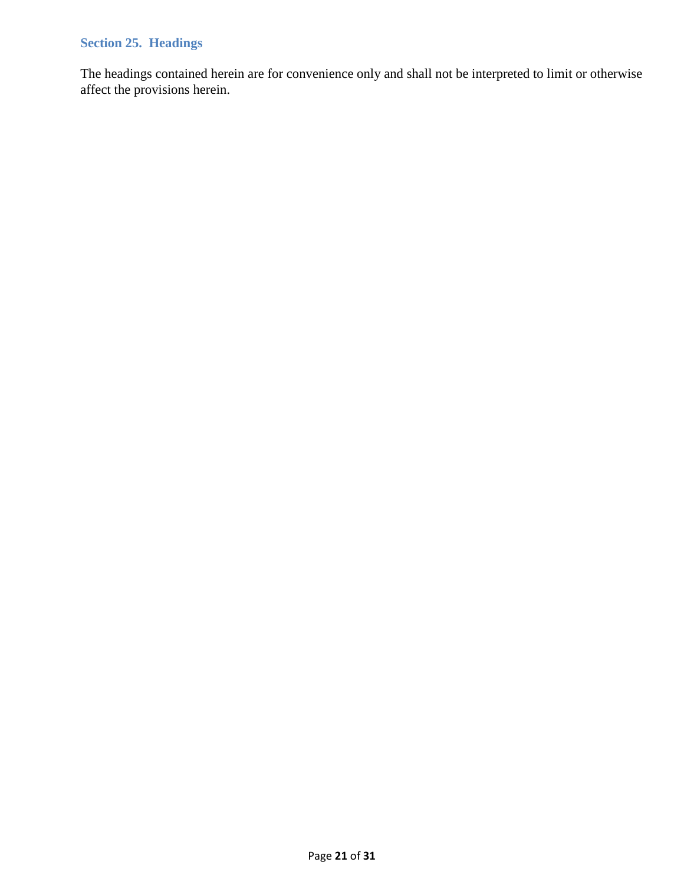### Section 25. Headings

The headings contained herein are for convenience only and shall not be interpreted to limit or otherwise affect the provisions herein.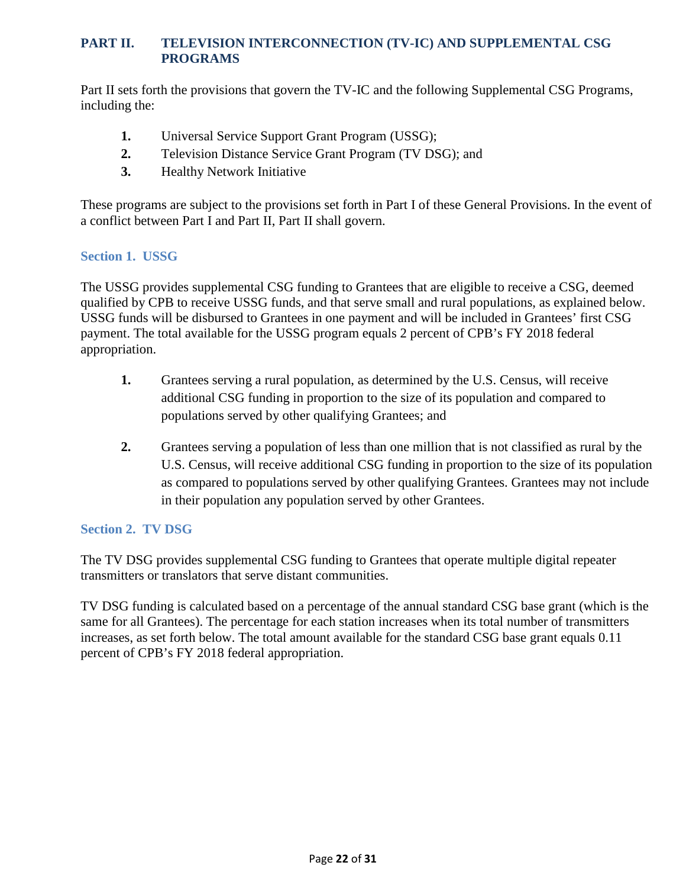## PART II. TELEVISION INTERCONNECTION (TV-IC) AND SUPPLEMENTAL CSG PROGRAMS

Part II sets forth the provisions that govern the TV-IC and the following Supplemental CSG Programs, including the:

1. Universal Service Support Grant Program (USSG);
2. Television Distance Service Grant Program (TV DSG); and
3. Healthy Network Initiative

These programs are subject to the provisions set forth in Part I of these General Provisions. In the event of a conflict between Part I and Part II, Part II shall govern.

### Section 1. USSG

The USSG provides supplemental CSG funding to Grantees that are eligible to receive a CSG, deemed qualified by CPB to receive USSG funds, and that serve small and rural populations, as explained below. USSG funds will be disbursed to Grantees in one payment and will be included in Grantees' first CSG payment. The total available for the USSG program equals 2 percent of CPB's FY 2018 federal appropriation.

1. Grantees serving a rural population, as determined by the U.S. Census, will receive additional CSG funding in proportion to the size of its population and compared to populations served by other qualifying Grantees; and

2. Grantees serving a population of less than one million that is not classified as rural by the U.S. Census, will receive additional CSG funding in proportion to the size of its population as compared to populations served by other qualifying Grantees. Grantees may not include in their population any population served by other Grantees.

### Section 2. TV DSG

The TV DSG provides supplemental CSG funding to Grantees that operate multiple digital repeater transmitters or translators that serve distant communities.

TV DSG funding is calculated based on a percentage of the annual standard CSG base grant (which is the same for all Grantees). The percentage for each station increases when its total number of transmitters increases, as set forth below. The total amount available for the standard CSG base grant equals 0.11 percent of CPB's FY 2018 federal appropriation.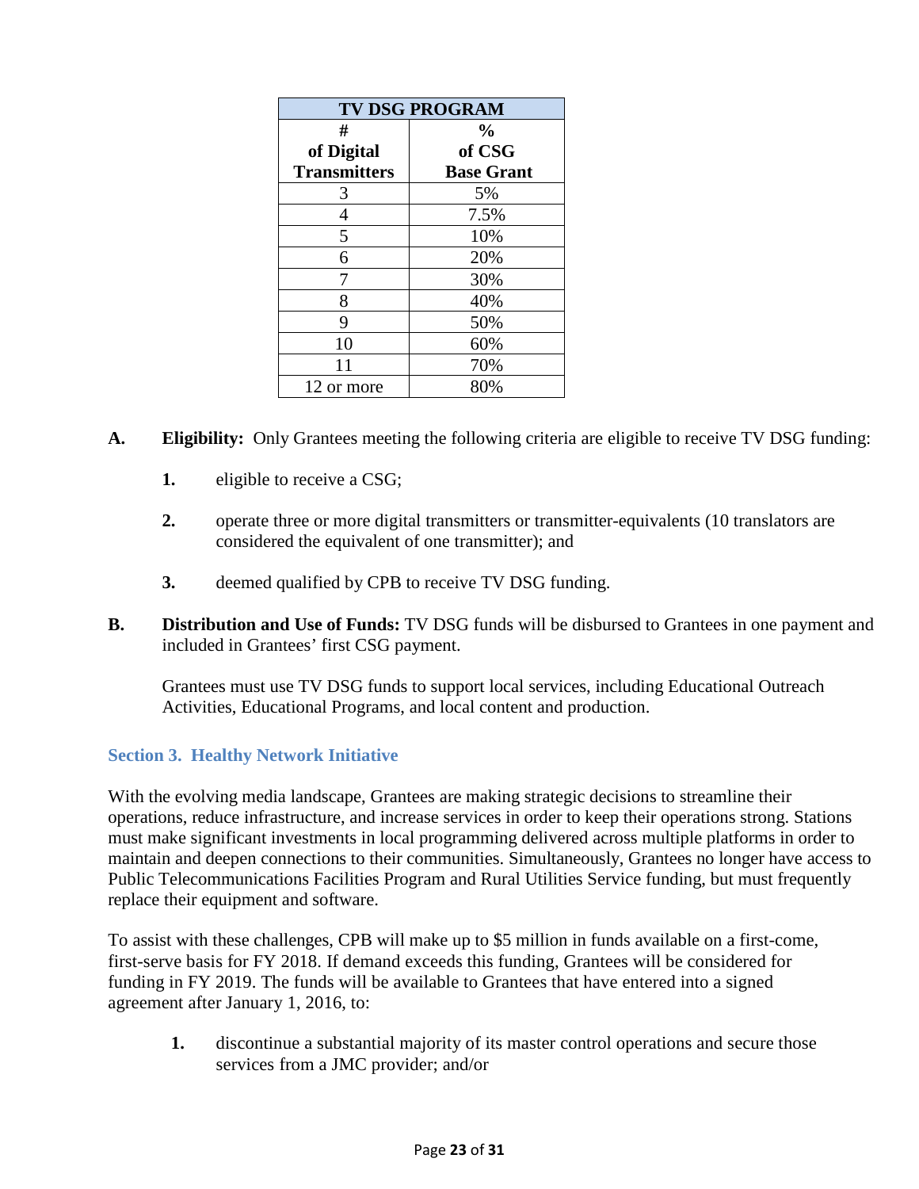| TV DSG PROGRAM | |
|---|---|
| # of Digital Transmitters | % of CSG Base Grant |
| 3 | 5% |
| 4 | 7.5% |
| 5 | 10% |
| 6 | 20% |
| 7 | 30% |
| 8 | 40% |
| 9 | 50% |
| 10 | 60% |
| 11 | 70% |
| 12 or more | 80% |

**A.** **Eligibility:** Only Grantees meeting the following criteria are eligible to receive TV DSG funding:

1. eligible to receive a CSG;
2. operate three or more digital transmitters or transmitter-equivalents (10 translators are considered the equivalent of one transmitter); and
3. deemed qualified by CPB to receive TV DSG funding.

**B.** **Distribution and Use of Funds:** TV DSG funds will be disbursed to Grantees in one payment and included in Grantees' first CSG payment.

Grantees must use TV DSG funds to support local services, including Educational Outreach Activities, Educational Programs, and local content and production.

### Section 3. Healthy Network Initiative

With the evolving media landscape, Grantees are making strategic decisions to streamline their operations, reduce infrastructure, and increase services in order to keep their operations strong. Stations must make significant investments in local programming delivered across multiple platforms in order to maintain and deepen connections to their communities. Simultaneously, Grantees no longer have access to Public Telecommunications Facilities Program and Rural Utilities Service funding, but must frequently replace their equipment and software.

To assist with these challenges, CPB will make up to $5 million in funds available on a first-come, first-serve basis for FY 2018. If demand exceeds this funding, Grantees will be considered for funding in FY 2019. The funds will be available to Grantees that have entered into a signed agreement after January 1, 2016, to:

1. discontinue a substantial majority of its master control operations and secure those services from a JMC provider; and/or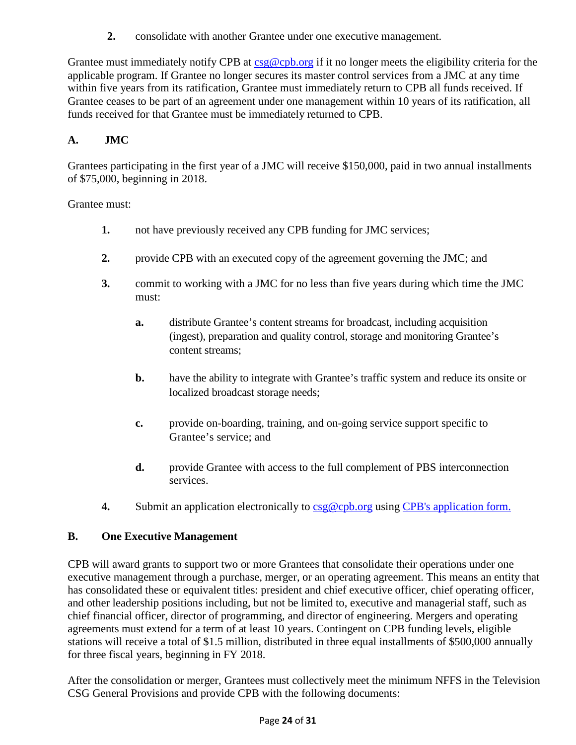2. consolidate with another Grantee under one executive management.

Grantee must immediately notify CPB at csg@cpb.org if it no longer meets the eligibility criteria for the applicable program. If Grantee no longer secures its master control services from a JMC at any time within five years from its ratification, Grantee must immediately return to CPB all funds received. If Grantee ceases to be part of an agreement under one management within 10 years of its ratification, all funds received for that Grantee must be immediately returned to CPB.

## A. JMC

Grantees participating in the first year of a JMC will receive $150,000, paid in two annual installments of $75,000, beginning in 2018.

Grantee must:

1. not have previously received any CPB funding for JMC services;

2. provide CPB with an executed copy of the agreement governing the JMC; and

3. commit to working with a JMC for no less than five years during which time the JMC must:

   a. distribute Grantee's content streams for broadcast, including acquisition (ingest), preparation and quality control, storage and monitoring Grantee's content streams;

   b. have the ability to integrate with Grantee's traffic system and reduce its onsite or localized broadcast storage needs;

   c. provide on-boarding, training, and on-going service support specific to Grantee's service; and

   d. provide Grantee with access to the full complement of PBS interconnection services.

4. Submit an application electronically to csg@cpb.org using CPB's application form.

## B. One Executive Management

CPB will award grants to support two or more Grantees that consolidate their operations under one executive management through a purchase, merger, or an operating agreement. This means an entity that has consolidated these or equivalent titles: president and chief executive officer, chief operating officer, and other leadership positions including, but not be limited to, executive and managerial staff, such as chief financial officer, director of programming, and director of engineering. Mergers and operating agreements must extend for a term of at least 10 years. Contingent on CPB funding levels, eligible stations will receive a total of $1.5 million, distributed in three equal installments of $500,000 annually for three fiscal years, beginning in FY 2018.

After the consolidation or merger, Grantees must collectively meet the minimum NFFS in the Television CSG General Provisions and provide CPB with the following documents: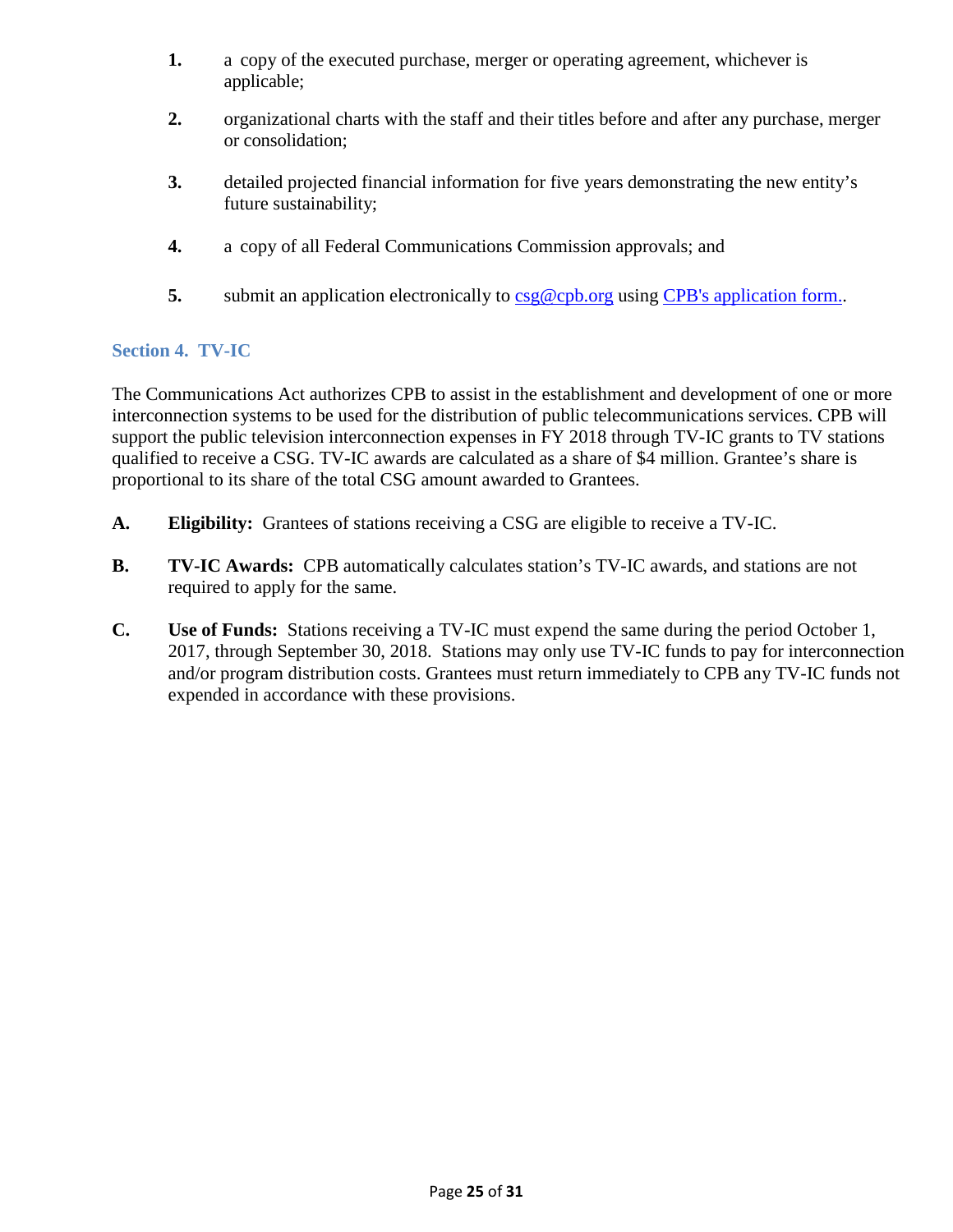1. a copy of the executed purchase, merger or operating agreement, whichever is applicable;

2. organizational charts with the staff and their titles before and after any purchase, merger or consolidation;

3. detailed projected financial information for five years demonstrating the new entity's future sustainability;

4. a copy of all Federal Communications Commission approvals; and

5. submit an application electronically to [csg@cpb.org](mailto:csg@cpb.org) using [CPB's application form.](#).

### Section 4. TV-IC

The Communications Act authorizes CPB to assist in the establishment and development of one or more interconnection systems to be used for the distribution of public telecommunications services. CPB will support the public television interconnection expenses in FY 2018 through TV-IC grants to TV stations qualified to receive a CSG. TV-IC awards are calculated as a share of $4 million. Grantee's share is proportional to its share of the total CSG amount awarded to Grantees.

**A.** **Eligibility:** Grantees of stations receiving a CSG are eligible to receive a TV-IC.

**B.** **TV-IC Awards:** CPB automatically calculates station's TV-IC awards, and stations are not required to apply for the same.

**C.** **Use of Funds:** Stations receiving a TV-IC must expend the same during the period October 1, 2017, through September 30, 2018. Stations may only use TV-IC funds to pay for interconnection and/or program distribution costs. Grantees must return immediately to CPB any TV-IC funds not expended in accordance with these provisions.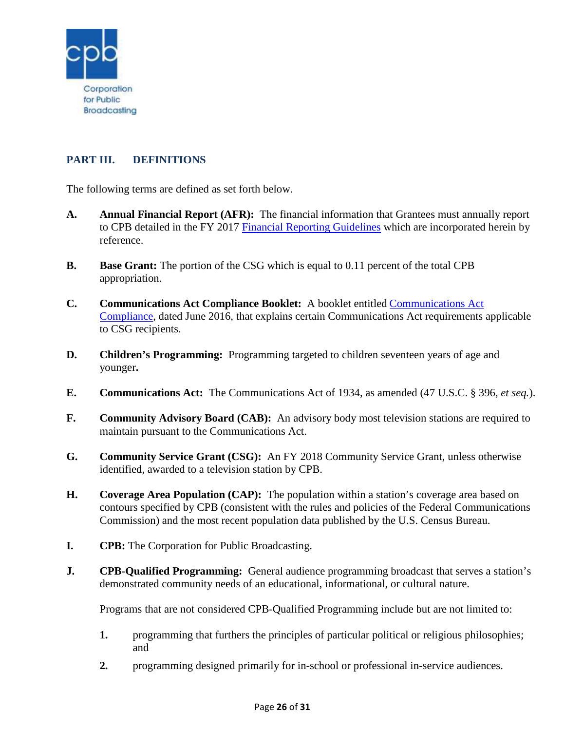## PART III. DEFINITIONS

The following terms are defined as set forth below.

**A.** **Annual Financial Report (AFR):** The financial information that Grantees must annually report to CPB detailed in the FY 2017 Financial Reporting Guidelines which are incorporated herein by reference.

**B.** **Base Grant:** The portion of the CSG which is equal to 0.11 percent of the total CPB appropriation.

**C.** **Communications Act Compliance Booklet:** A booklet entitled Communications Act Compliance, dated June 2016, that explains certain Communications Act requirements applicable to CSG recipients.

**D.** **Children's Programming:** Programming targeted to children seventeen years of age and younger**.**

**E.** **Communications Act:** The Communications Act of 1934, as amended (47 U.S.C. § 396, *et seq.*).

**F.** **Community Advisory Board (CAB):** An advisory body most television stations are required to maintain pursuant to the Communications Act.

**G.** **Community Service Grant (CSG):** An FY 2018 Community Service Grant, unless otherwise identified, awarded to a television station by CPB.

**H.** **Coverage Area Population (CAP):** The population within a station's coverage area based on contours specified by CPB (consistent with the rules and policies of the Federal Communications Commission) and the most recent population data published by the U.S. Census Bureau.

**I.** **CPB:** The Corporation for Public Broadcasting.

**J.** **CPB-Qualified Programming:** General audience programming broadcast that serves a station's demonstrated community needs of an educational, informational, or cultural nature.

Programs that are not considered CPB-Qualified Programming include but are not limited to:

1. programming that furthers the principles of particular political or religious philosophies; and
2. programming designed primarily for in-school or professional in-service audiences.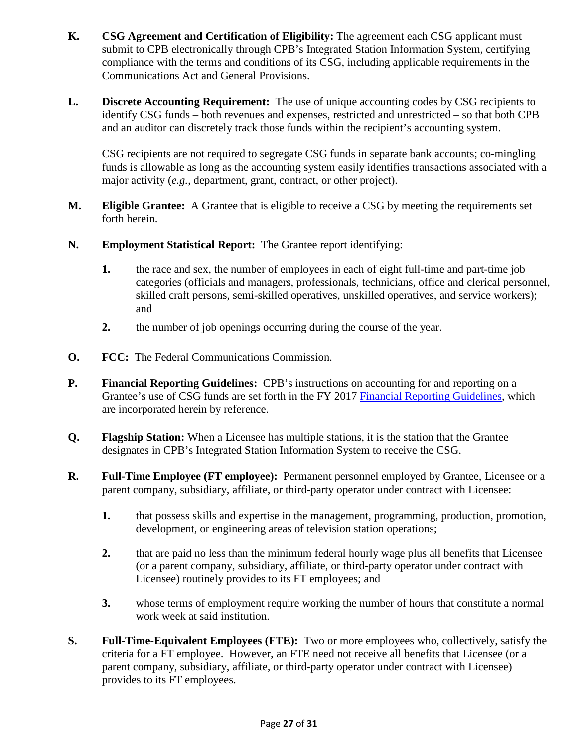**K. CSG Agreement and Certification of Eligibility:** The agreement each CSG applicant must submit to CPB electronically through CPB's Integrated Station Information System, certifying compliance with the terms and conditions of its CSG, including applicable requirements in the Communications Act and General Provisions.

**L. Discrete Accounting Requirement:** The use of unique accounting codes by CSG recipients to identify CSG funds – both revenues and expenses, restricted and unrestricted – so that both CPB and an auditor can discretely track those funds within the recipient's accounting system.

CSG recipients are not required to segregate CSG funds in separate bank accounts; co-mingling funds is allowable as long as the accounting system easily identifies transactions associated with a major activity (*e.g.*, department, grant, contract, or other project).

**M. Eligible Grantee:** A Grantee that is eligible to receive a CSG by meeting the requirements set forth herein.

**N. Employment Statistical Report:** The Grantee report identifying:

1. the race and sex, the number of employees in each of eight full-time and part-time job categories (officials and managers, professionals, technicians, office and clerical personnel, skilled craft persons, semi-skilled operatives, unskilled operatives, and service workers); and
2. the number of job openings occurring during the course of the year.

**O. FCC:** The Federal Communications Commission.

**P. Financial Reporting Guidelines:** CPB's instructions on accounting for and reporting on a Grantee's use of CSG funds are set forth in the FY 2017 Financial Reporting Guidelines, which are incorporated herein by reference.

**Q. Flagship Station:** When a Licensee has multiple stations, it is the station that the Grantee designates in CPB's Integrated Station Information System to receive the CSG.

**R. Full-Time Employee (FT employee):** Permanent personnel employed by Grantee, Licensee or a parent company, subsidiary, affiliate, or third-party operator under contract with Licensee:

1. that possess skills and expertise in the management, programming, production, promotion, development, or engineering areas of television station operations;
2. that are paid no less than the minimum federal hourly wage plus all benefits that Licensee (or a parent company, subsidiary, affiliate, or third-party operator under contract with Licensee) routinely provides to its FT employees; and
3. whose terms of employment require working the number of hours that constitute a normal work week at said institution.

**S. Full-Time-Equivalent Employees (FTE):** Two or more employees who, collectively, satisfy the criteria for a FT employee. However, an FTE need not receive all benefits that Licensee (or a parent company, subsidiary, affiliate, or third-party operator under contract with Licensee) provides to its FT employees.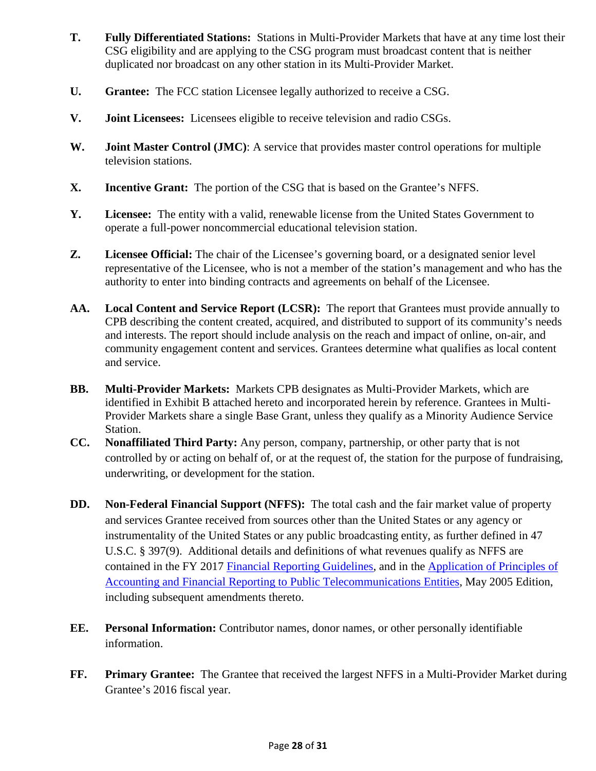**T. Fully Differentiated Stations:** Stations in Multi-Provider Markets that have at any time lost their CSG eligibility and are applying to the CSG program must broadcast content that is neither duplicated nor broadcast on any other station in its Multi-Provider Market.

**U. Grantee:** The FCC station Licensee legally authorized to receive a CSG.

**V. Joint Licensees:** Licensees eligible to receive television and radio CSGs.

**W. Joint Master Control (JMC)**: A service that provides master control operations for multiple television stations.

**X. Incentive Grant:** The portion of the CSG that is based on the Grantee's NFFS.

**Y. Licensee:** The entity with a valid, renewable license from the United States Government to operate a full-power noncommercial educational television station.

**Z. Licensee Official:** The chair of the Licensee's governing board, or a designated senior level representative of the Licensee, who is not a member of the station's management and who has the authority to enter into binding contracts and agreements on behalf of the Licensee.

**AA. Local Content and Service Report (LCSR):** The report that Grantees must provide annually to CPB describing the content created, acquired, and distributed to support of its community's needs and interests. The report should include analysis on the reach and impact of online, on-air, and community engagement content and services. Grantees determine what qualifies as local content and service.

**BB. Multi-Provider Markets:** Markets CPB designates as Multi-Provider Markets, which are identified in Exhibit B attached hereto and incorporated herein by reference. Grantees in Multi-Provider Markets share a single Base Grant, unless they qualify as a Minority Audience Service Station.

**CC. Nonaffiliated Third Party:** Any person, company, partnership, or other party that is not controlled by or acting on behalf of, or at the request of, the station for the purpose of fundraising, underwriting, or development for the station.

**DD. Non-Federal Financial Support (NFFS):** The total cash and the fair market value of property and services Grantee received from sources other than the United States or any agency or instrumentality of the United States or any public broadcasting entity, as further defined in 47 U.S.C. § 397(9). Additional details and definitions of what revenues qualify as NFFS are contained in the FY 2017 Financial Reporting Guidelines, and in the Application of Principles of Accounting and Financial Reporting to Public Telecommunications Entities, May 2005 Edition, including subsequent amendments thereto.

**EE. Personal Information:** Contributor names, donor names, or other personally identifiable information.

**FF. Primary Grantee:** The Grantee that received the largest NFFS in a Multi-Provider Market during Grantee's 2016 fiscal year.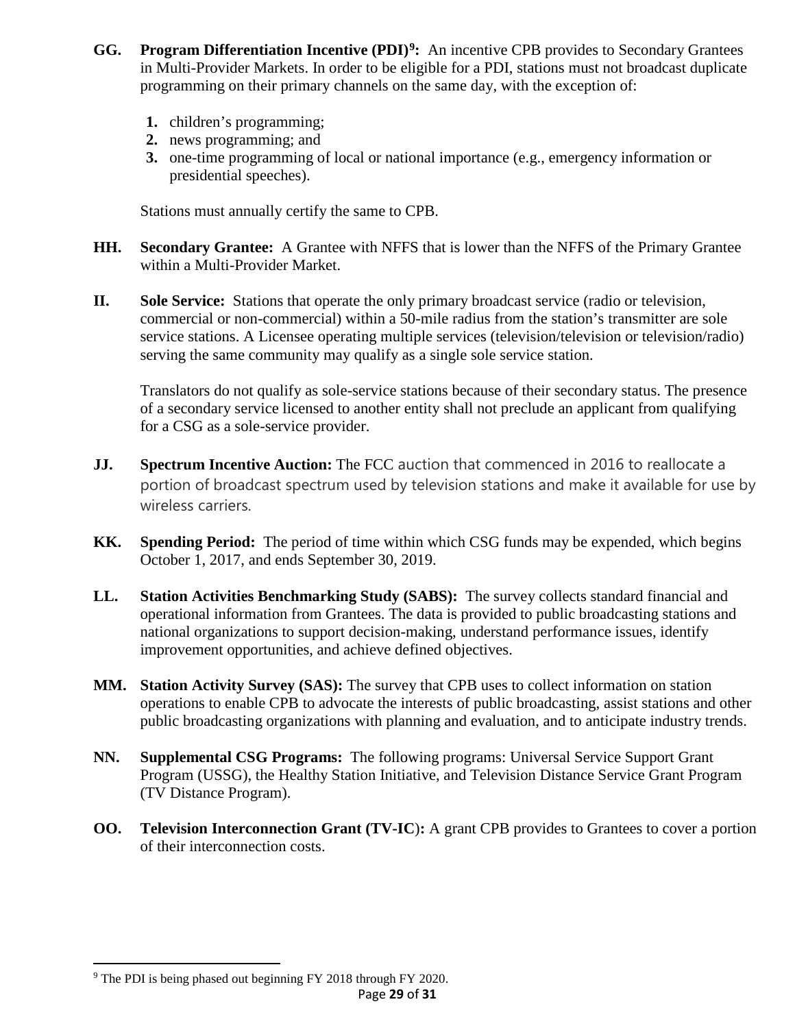**GG. Program Differentiation Incentive (PDI)[9]:** An incentive CPB provides to Secondary Grantees in Multi-Provider Markets. In order to be eligible for a PDI, stations must not broadcast duplicate programming on their primary channels on the same day, with the exception of:

1. children's programming;
2. news programming; and
3. one-time programming of local or national importance (e.g., emergency information or presidential speeches).

Stations must annually certify the same to CPB.

**HH. Secondary Grantee:** A Grantee with NFFS that is lower than the NFFS of the Primary Grantee within a Multi-Provider Market.

**II. Sole Service:** Stations that operate the only primary broadcast service (radio or television, commercial or non-commercial) within a 50-mile radius from the station's transmitter are sole service stations. A Licensee operating multiple services (television/television or television/radio) serving the same community may qualify as a single sole service station.

Translators do not qualify as sole-service stations because of their secondary status. The presence of a secondary service licensed to another entity shall not preclude an applicant from qualifying for a CSG as a sole-service provider.

**JJ. Spectrum Incentive Auction:** The FCC auction that commenced in 2016 to reallocate a portion of broadcast spectrum used by television stations and make it available for use by wireless carriers.

**KK. Spending Period:** The period of time within which CSG funds may be expended, which begins October 1, 2017, and ends September 30, 2019.

**LL. Station Activities Benchmarking Study (SABS):** The survey collects standard financial and operational information from Grantees. The data is provided to public broadcasting stations and national organizations to support decision-making, understand performance issues, identify improvement opportunities, and achieve defined objectives.

**MM. Station Activity Survey (SAS):** The survey that CPB uses to collect information on station operations to enable CPB to advocate the interests of public broadcasting, assist stations and other public broadcasting organizations with planning and evaluation, and to anticipate industry trends.

**NN. Supplemental CSG Programs:** The following programs: Universal Service Support Grant Program (USSG), the Healthy Station Initiative, and Television Distance Service Grant Program (TV Distance Program).

**OO. Television Interconnection Grant (TV-IC):** A grant CPB provides to Grantees to cover a portion of their interconnection costs.

[9] The PDI is being phased out beginning FY 2018 through FY 2020.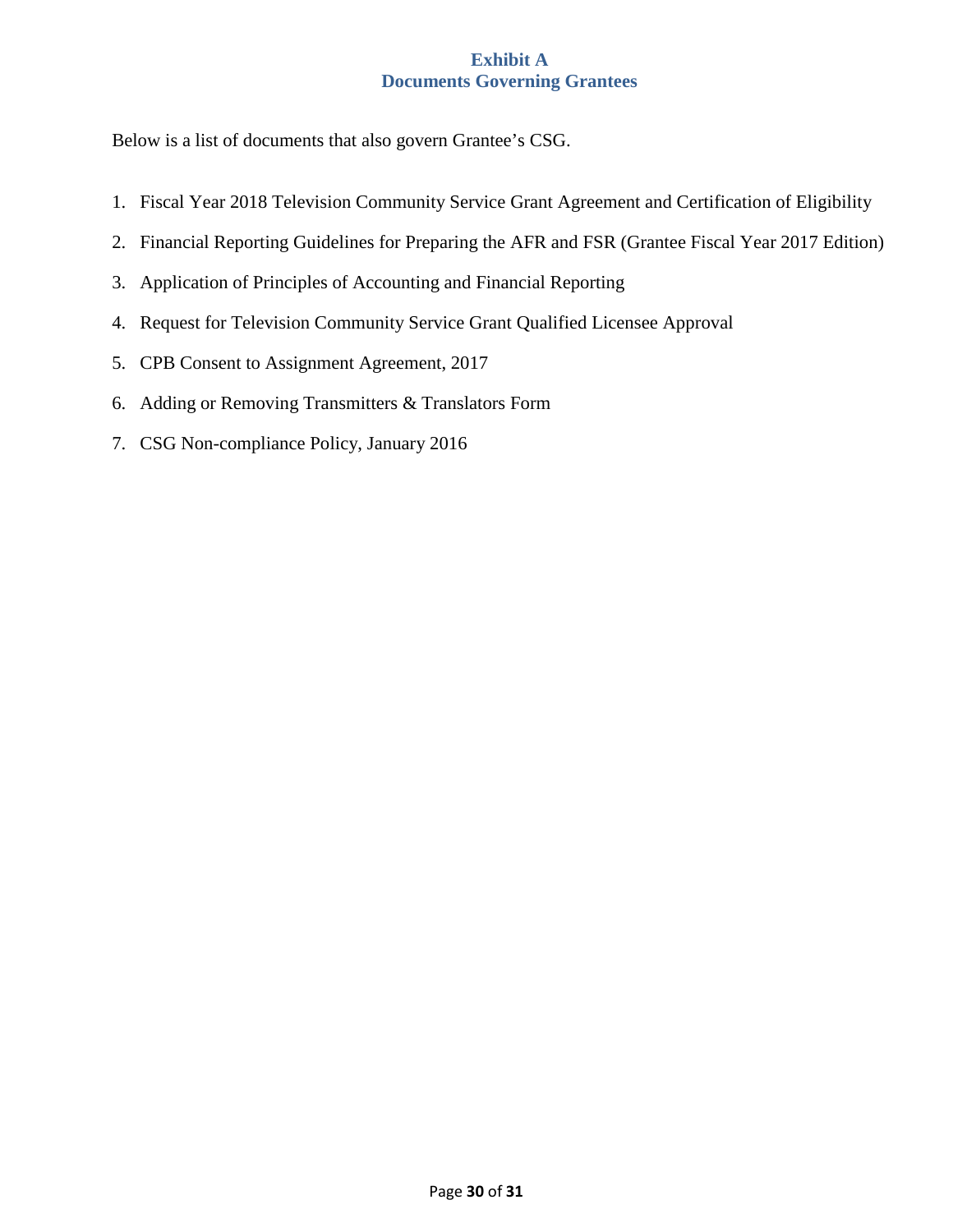## Exhibit A
## Documents Governing Grantees

Below is a list of documents that also govern Grantee's CSG.

1. Fiscal Year 2018 Television Community Service Grant Agreement and Certification of Eligibility
2. Financial Reporting Guidelines for Preparing the AFR and FSR (Grantee Fiscal Year 2017 Edition)
3. Application of Principles of Accounting and Financial Reporting
4. Request for Television Community Service Grant Qualified Licensee Approval
5. CPB Consent to Assignment Agreement, 2017
6. Adding or Removing Transmitters & Translators Form
7. CSG Non-compliance Policy, January 2016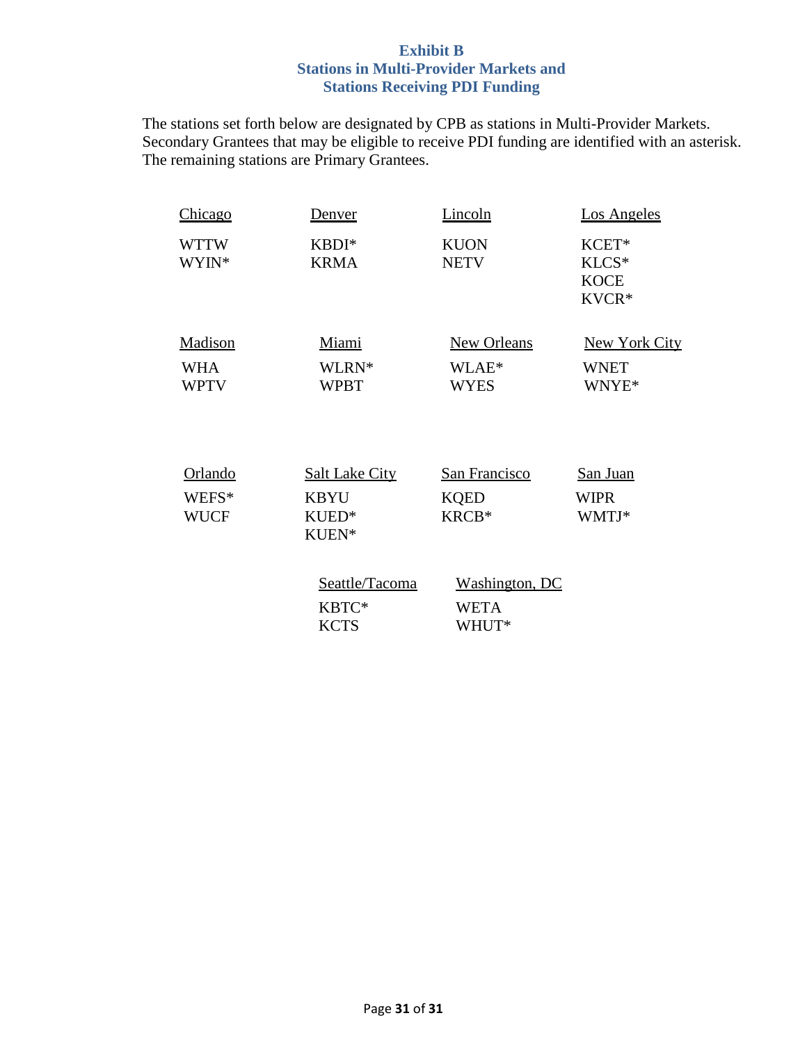## Exhibit B
## Stations in Multi-Provider Markets and Stations Receiving PDI Funding

The stations set forth below are designated by CPB as stations in Multi-Provider Markets. Secondary Grantees that may be eligible to receive PDI funding are identified with an asterisk. The remaining stations are Primary Grantees.

| Chicago | Denver | Lincoln | Los Angeles |
|---|---|---|---|
| WTTW | KBDI* | KUON | KCET* |
| WYIN* | KRMA | NETV | KLCS* |
| | | | KOCE |
| | | | KVCR* |

| Madison | Miami | New Orleans | New York City |
|---|---|---|---|
| WHA | WLRN* | WLAE* | WNET |
| WPTV | WPBT | WYES | WNYE* |

| Orlando | Salt Lake City | San Francisco | San Juan |
|---|---|---|---|
| WEFS* | KBYU | KQED | WIPR |
| WUCF | KUED* | KRCB* | WMTJ* |
| | KUEN* | | |

| Seattle/Tacoma | Washington, DC |
|---|---|
| KBTC* | WETA |
| KCTS | WHUT* |